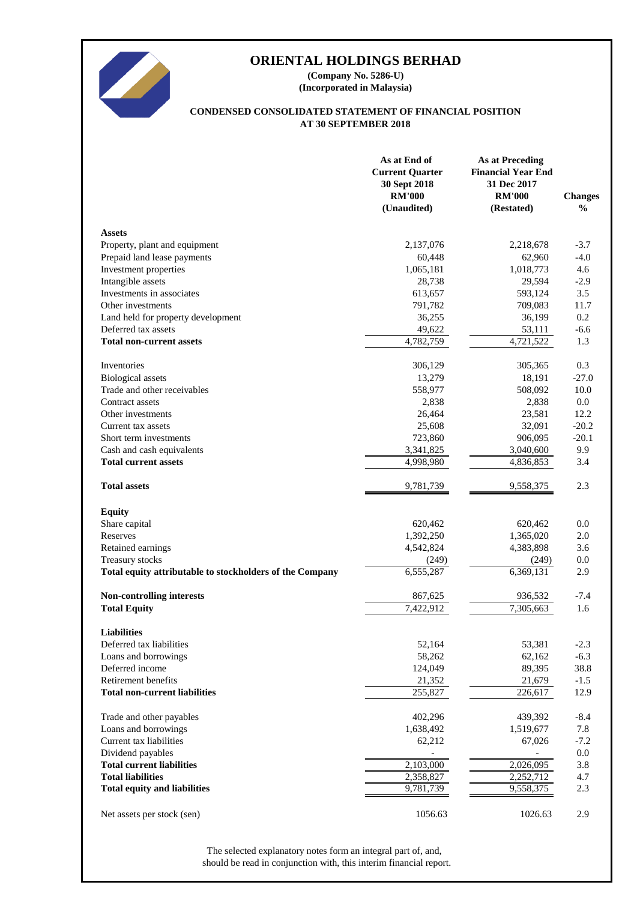# ORIENTAL HOLDINGS BERHAD

**(Company No. 5286-U)**
**(Incorporated in Malaysia)**

## CONDENSED CONSOLIDATED STATEMENT OF FINANCIAL POSITION AT 30 SEPTEMBER 2018

| | As at End of Current Quarter 30 Sept 2018 RM'000 (Unaudited) | As at Preceding Financial Year End 31 Dec 2017 RM'000 (Restated) | Changes % |
|---|---|---|---|
| **Assets** | | | |
| Property, plant and equipment | 2,137,076 | 2,218,678 | -3.7 |
| Prepaid land lease payments | 60,448 | 62,960 | -4.0 |
| Investment properties | 1,065,181 | 1,018,773 | 4.6 |
| Intangible assets | 28,738 | 29,594 | -2.9 |
| Investments in associates | 613,657 | 593,124 | 3.5 |
| Other investments | 791,782 | 709,083 | 11.7 |
| Land held for property development | 36,255 | 36,199 | 0.2 |
| Deferred tax assets | 49,622 | 53,111 | -6.6 |
| **Total non-current assets** | 4,782,759 | 4,721,522 | 1.3 |
| Inventories | 306,129 | 305,365 | 0.3 |
| Biological assets | 13,279 | 18,191 | -27.0 |
| Trade and other receivables | 558,977 | 508,092 | 10.0 |
| Contract assets | 2,838 | 2,838 | 0.0 |
| Other investments | 26,464 | 23,581 | 12.2 |
| Current tax assets | 25,608 | 32,091 | -20.2 |
| Short term investments | 723,860 | 906,095 | -20.1 |
| Cash and cash equivalents | 3,341,825 | 3,040,600 | 9.9 |
| **Total current assets** | 4,998,980 | 4,836,853 | 3.4 |
| **Total assets** | 9,781,739 | 9,558,375 | 2.3 |
| **Equity** | | | |
| Share capital | 620,462 | 620,462 | 0.0 |
| Reserves | 1,392,250 | 1,365,020 | 2.0 |
| Retained earnings | 4,542,824 | 4,383,898 | 3.6 |
| Treasury stocks | (249) | (249) | 0.0 |
| **Total equity attributable to stockholders of the Company** | 6,555,287 | 6,369,131 | 2.9 |
| **Non-controlling interests** | 867,625 | 936,532 | -7.4 |
| **Total Equity** | 7,422,912 | 7,305,663 | 1.6 |
| **Liabilities** | | | |
| Deferred tax liabilities | 52,164 | 53,381 | -2.3 |
| Loans and borrowings | 58,262 | 62,162 | -6.3 |
| Deferred income | 124,049 | 89,395 | 38.8 |
| Retirement benefits | 21,352 | 21,679 | -1.5 |
| **Total non-current liabilities** | 255,827 | 226,617 | 12.9 |
| Trade and other payables | 402,296 | 439,392 | -8.4 |
| Loans and borrowings | 1,638,492 | 1,519,677 | 7.8 |
| Current tax liabilities | 62,212 | 67,026 | -7.2 |
| Dividend payables | - | - | 0.0 |
| **Total current liabilities** | 2,103,000 | 2,026,095 | 3.8 |
| **Total liabilities** | 2,358,827 | 2,252,712 | 4.7 |
| **Total equity and liabilities** | 9,781,739 | 9,558,375 | 2.3 |
| Net assets per stock (sen) | 1056.63 | 1026.63 | 2.9 |

The selected explanatory notes form an integral part of, and, should be read in conjunction with, this interim financial report.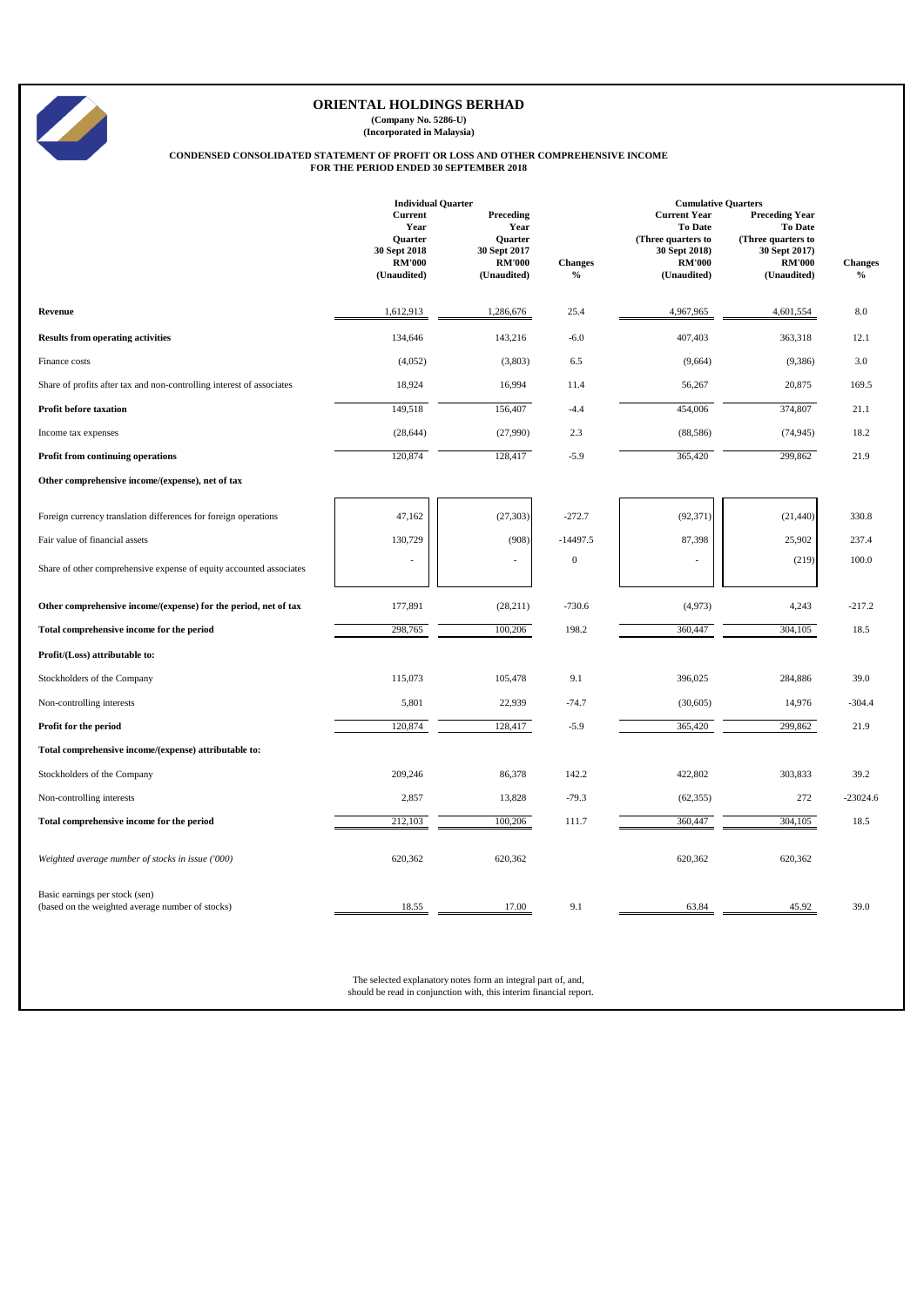# ORIENTAL HOLDINGS BERHAD

**(Company No. 5286-U)**
**(Incorporated in Malaysia)**

**CONDENSED CONSOLIDATED STATEMENT OF PROFIT OR LOSS AND OTHER COMPREHENSIVE INCOME**
**FOR THE PERIOD ENDED 30 SEPTEMBER 2018**

| | Individual Quarter | | | Cumulative Quarters | | |
|---|---|---|---|---|---|---|
| | Current Year Quarter 30 Sept 2018 RM'000 (Unaudited) | Preceding Year Quarter 30 Sept 2017 RM'000 (Unaudited) | Changes % | Current Year To Date (Three quarters to 30 Sept 2018) RM'000 (Unaudited) | Preceding Year To Date (Three quarters to 30 Sept 2017) RM'000 (Unaudited) | Changes % |
| **Revenue** | 1,612,913 | 1,286,676 | 25.4 | 4,967,965 | 4,601,554 | 8.0 |
| **Results from operating activities** | 134,646 | 143,216 | -6.0 | 407,403 | 363,318 | 12.1 |
| Finance costs | (4,052) | (3,803) | 6.5 | (9,664) | (9,386) | 3.0 |
| Share of profits after tax and non-controlling interest of associates | 18,924 | 16,994 | 11.4 | 56,267 | 20,875 | 169.5 |
| **Profit before taxation** | 149,518 | 156,407 | -4.4 | 454,006 | 374,807 | 21.1 |
| Income tax expenses | (28,644) | (27,990) | 2.3 | (88,586) | (74,945) | 18.2 |
| **Profit from continuing operations** | 120,874 | 128,417 | -5.9 | 365,420 | 299,862 | 21.9 |
| **Other comprehensive income/(expense), net of tax** | | | | | | |
| Foreign currency translation differences for foreign operations | 47,162 | (27,303) | -272.7 | (92,371) | (21,440) | 330.8 |
| Fair value of financial assets | 130,729 | (908) | -14497.5 | 87,398 | 25,902 | 237.4 |
| Share of other comprehensive expense of equity accounted associates | - | - | 0 | - | (219) | 100.0 |
| **Other comprehensive income/(expense) for the period, net of tax** | 177,891 | (28,211) | -730.6 | (4,973) | 4,243 | -217.2 |
| **Total comprehensive income for the period** | 298,765 | 100,206 | 198.2 | 360,447 | 304,105 | 18.5 |
| **Profit/(Loss) attributable to:** | | | | | | |
| Stockholders of the Company | 115,073 | 105,478 | 9.1 | 396,025 | 284,886 | 39.0 |
| Non-controlling interests | 5,801 | 22,939 | -74.7 | (30,605) | 14,976 | -304.4 |
| **Profit for the period** | 120,874 | 128,417 | -5.9 | 365,420 | 299,862 | 21.9 |
| **Total comprehensive income/(expense) attributable to:** | | | | | | |
| Stockholders of the Company | 209,246 | 86,378 | 142.2 | 422,802 | 303,833 | 39.2 |
| Non-controlling interests | 2,857 | 13,828 | -79.3 | (62,355) | 272 | -23024.6 |
| **Total comprehensive income for the period** | 212,103 | 100,206 | 111.7 | 360,447 | 304,105 | 18.5 |
| *Weighted average number of stocks in issue ('000)* | 620,362 | 620,362 | | 620,362 | 620,362 | |
| Basic earnings per stock (sen) (based on the weighted average number of stocks) | 18.55 | 17.00 | 9.1 | 63.84 | 45.92 | 39.0 |

The selected explanatory notes form an integral part of, and, should be read in conjunction with, this interim financial report.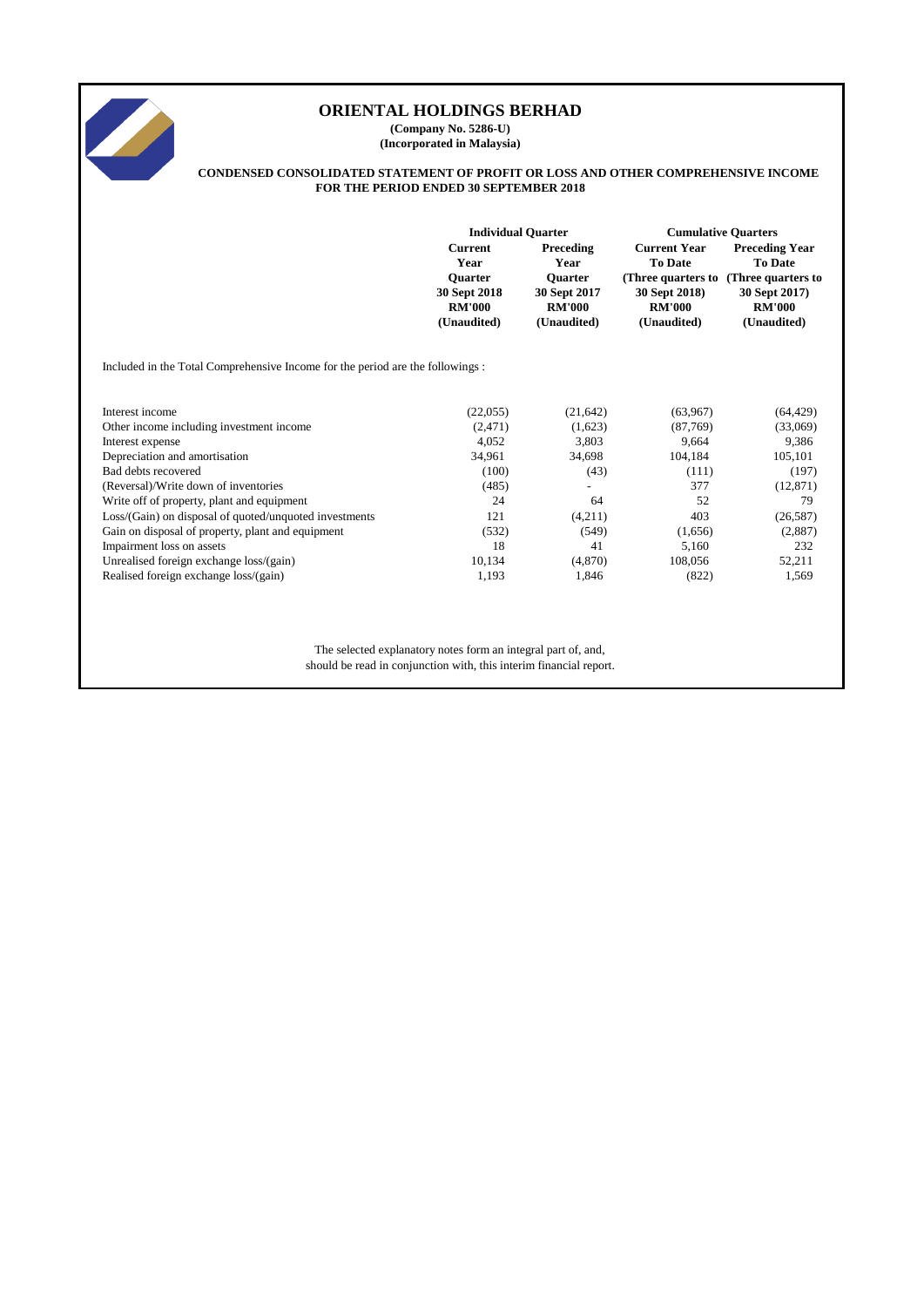# ORIENTAL HOLDINGS BERHAD

**(Company No. 5286-U)**
**(Incorporated in Malaysia)**

**CONDENSED CONSOLIDATED STATEMENT OF PROFIT OR LOSS AND OTHER COMPREHENSIVE INCOME FOR THE PERIOD ENDED 30 SEPTEMBER 2018**

| | Individual Quarter | | Cumulative Quarters | |
|---|---|---|---|---|
| | Current Year Quarter 30 Sept 2018 RM'000 (Unaudited) | Preceding Year Quarter 30 Sept 2017 RM'000 (Unaudited) | Current Year To Date (Three quarters to 30 Sept 2018) RM'000 (Unaudited) | Preceding Year To Date (Three quarters to 30 Sept 2017) RM'000 (Unaudited) |
| Included in the Total Comprehensive Income for the period are the followings : | | | | |
| Interest income | (22,055) | (21,642) | (63,967) | (64,429) |
| Other income including investment income | (2,471) | (1,623) | (87,769) | (33,069) |
| Interest expense | 4,052 | 3,803 | 9,664 | 9,386 |
| Depreciation and amortisation | 34,961 | 34,698 | 104,184 | 105,101 |
| Bad debts recovered | (100) | (43) | (111) | (197) |
| (Reversal)/Write down of inventories | (485) | - | 377 | (12,871) |
| Write off of property, plant and equipment | 24 | 64 | 52 | 79 |
| Loss/(Gain) on disposal of quoted/unquoted investments | 121 | (4,211) | 403 | (26,587) |
| Gain on disposal of property, plant and equipment | (532) | (549) | (1,656) | (2,887) |
| Impairment loss on assets | 18 | 41 | 5,160 | 232 |
| Unrealised foreign exchange loss/(gain) | 10,134 | (4,870) | 108,056 | 52,211 |
| Realised foreign exchange loss/(gain) | 1,193 | 1,846 | (822) | 1,569 |

The selected explanatory notes form an integral part of, and, should be read in conjunction with, this interim financial report.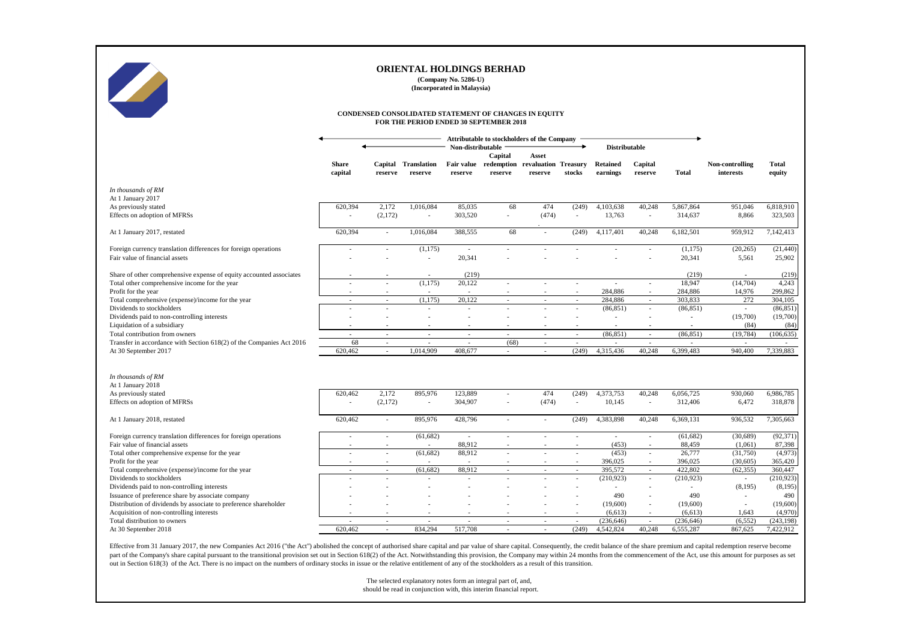# ORIENTAL HOLDINGS BERHAD

**(Company No. 5286-U)**
**(Incorporated in Malaysia)**

## CONDENSED CONSOLIDATED STATEMENT OF CHANGES IN EQUITY FOR THE PERIOD ENDED 30 SEPTEMBER 2018

| | Attributable to stockholders of the Company | | | | | | | | | | | |
|---|---|---|---|---|---|---|---|---|---|---|---|---|
| | | Non-distributable | | | | | | Distributable | | | | |
| *In thousands of RM* | Share capital | Capital reserve | Translation reserve | Fair value reserve | Capital redemption reserve | Asset revaluation reserve | Treasury stocks | Retained earnings | Capital reserve | Total | Non-controlling interests | Total equity |
| At 1 January 2017 | | | | | | | | | | | | |
| As previously stated | 620,394 | 2,172 | 1,016,084 | 85,035 | 68 | 474 | (249) | 4,103,638 | 40,248 | 5,867,864 | 951,046 | 6,818,910 |
| Effects on adoption of MFRSs | - | (2,172) | - | 303,520 | - | (474) | - | 13,763 | - | 314,637 | 8,866 | 323,503 |
| At 1 January 2017, restated | 620,394 | - | 1,016,084 | 388,555 | 68 | - | (249) | 4,117,401 | 40,248 | 6,182,501 | 959,912 | 7,142,413 |
| Foreign currency translation differences for foreign operations | - | - | (1,175) | - | - | - | - | - | - | (1,175) | (20,265) | (21,440) |
| Fair value of financial assets | - | - | - | 20,341 | - | - | - | - | - | 20,341 | 5,561 | 25,902 |
| Share of other comprehensive expense of equity accounted associates | - | - | - | (219) | | | | | | (219) | - | (219) |
| Total other comprehensive income for the year | - | - | (1,175) | 20,122 | - | - | - | - | - | 18,947 | (14,704) | 4,243 |
| Profit for the year | - | - | - | - | - | - | - | 284,886 | - | 284,886 | 14,976 | 299,862 |
| Total comprehensive (expense)/income for the year | - | - | (1,175) | 20,122 | - | - | - | 284,886 | - | 303,833 | 272 | 304,105 |
| Dividends to stockholders | - | - | - | - | - | - | - | (86,851) | - | (86,851) | - | (86,851) |
| Dividends paid to non-controlling interests | - | - | - | - | - | - | - | - | - | - | (19,700) | (19,700) |
| Liquidation of a subsidiary | - | - | - | - | - | - | - | - | - | - | (84) | (84) |
| Total contribution from owners | - | - | - | - | - | - | - | (86,851) | - | (86,851) | (19,784) | (106,635) |
| Transfer in accordance with Section 618(2) of the Companies Act 2016 | 68 | - | - | - | (68) | - | - | - | - | - | - | - |
| At 30 September 2017 | 620,462 | - | 1,014,909 | 408,677 | - | - | (249) | 4,315,436 | 40,248 | 6,399,483 | 940,400 | 7,339,883 |
| *In thousands of RM* | | | | | | | | | | | | |
| At 1 January 2018 | | | | | | | | | | | | |
| As previously stated | 620,462 | 2,172 | 895,976 | 123,889 | - | 474 | (249) | 4,373,753 | 40,248 | 6,056,725 | 930,060 | 6,986,785 |
| Effects on adoption of MFRSs | - | (2,172) | - | 304,907 | - | (474) | - | 10,145 | - | 312,406 | 6,472 | 318,878 |
| At 1 January 2018, restated | 620,462 | - | 895,976 | 428,796 | - | - | (249) | 4,383,898 | 40,248 | 6,369,131 | 936,532 | 7,305,663 |
| Foreign currency translation differences for foreign operations | - | - | (61,682) | - | - | - | - | - | - | (61,682) | (30,689) | (92,371) |
| Fair value of financial assets | - | - | - | 88,912 | - | - | - | (453) | - | 88,459 | (1,061) | 87,398 |
| Total other comprehensive expense for the year | - | - | (61,682) | 88,912 | - | - | - | (453) | - | 26,777 | (31,750) | (4,973) |
| Profit for the year | - | - | - | - | - | - | - | 396,025 | - | 396,025 | (30,605) | 365,420 |
| Total comprehensive (expense)/income for the year | - | - | (61,682) | 88,912 | - | - | - | 395,572 | - | 422,802 | (62,355) | 360,447 |
| Dividends to stockholders | - | - | - | - | - | - | - | (210,923) | - | (210,923) | - | (210,923) |
| Dividends paid to non-controlling interests | - | - | - | - | - | - | - | - | - | - | (8,195) | (8,195) |
| Issuance of preference share by associate company | - | - | - | - | - | - | - | 490 | - | 490 | - | 490 |
| Distribution of dividends by associate to preference shareholder | - | - | - | - | - | - | - | (19,600) | - | (19,600) | - | (19,600) |
| Acquisition of non-controlling interests | - | - | - | - | - | - | - | (6,613) | - | (6,613) | 1,643 | (4,970) |
| Total distribution to owners | - | - | - | - | - | - | - | (236,646) | - | (236,646) | (6,552) | (243,198) |
| At 30 September 2018 | 620,462 | - | 834,294 | 517,708 | - | - | (249) | 4,542,824 | 40,248 | 6,555,287 | 867,625 | 7,422,912 |

Effective from 31 January 2017, the new Companies Act 2016 ("the Act") abolished the concept of authorised share capital and par value of share capital. Consequently, the credit balance of the share premium and capital redemption reserve become part of the Company's share capital pursuant to the transitional provision set out in Section 618(2) of the Act. Notwithstanding this provision, the Company may within 24 months from the commencement of the Act, use this amount for purposes as set out in Section 618(3) of the Act. There is no impact on the numbers of ordinary stocks in issue or the relative entitlement of any of the stockholders as a result of this transition.

The selected explanatory notes form an integral part of, and, should be read in conjunction with, this interim financial report.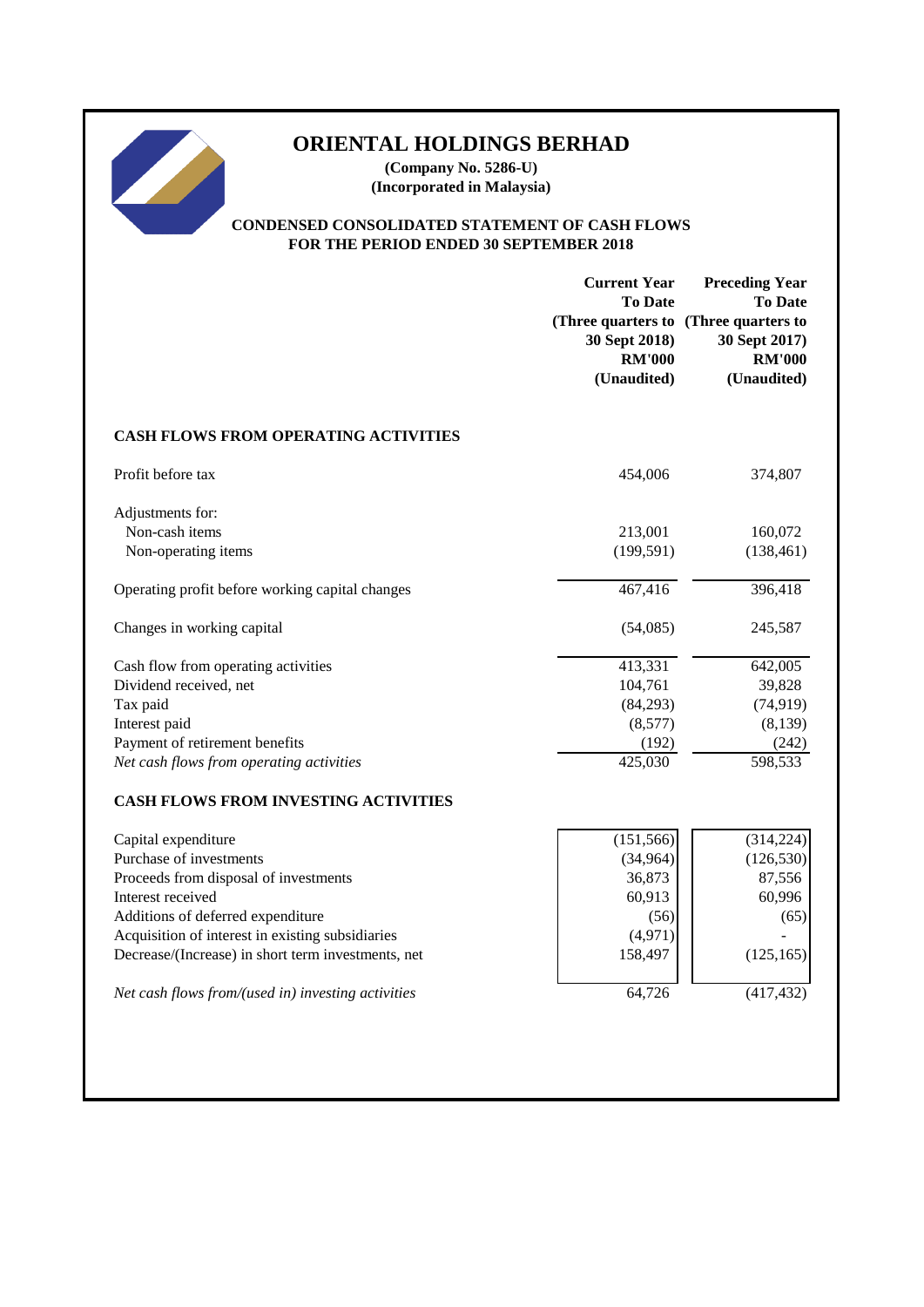# ORIENTAL HOLDINGS BERHAD

**(Company No. 5286-U)**
**(Incorporated in Malaysia)**

**CONDENSED CONSOLIDATED STATEMENT OF CASH FLOWS**
**FOR THE PERIOD ENDED 30 SEPTEMBER 2018**

| | Current Year To Date (Three quarters to 30 Sept 2018) RM'000 (Unaudited) | Preceding Year To Date (Three quarters to 30 Sept 2017) RM'000 (Unaudited) |
|---|---|---|
| **CASH FLOWS FROM OPERATING ACTIVITIES** | | |
| Profit before tax | 454,006 | 374,807 |
| Adjustments for: | | |
| Non-cash items | 213,001 | 160,072 |
| Non-operating items | (199,591) | (138,461) |
| Operating profit before working capital changes | 467,416 | 396,418 |
| Changes in working capital | (54,085) | 245,587 |
| Cash flow from operating activities | 413,331 | 642,005 |
| Dividend received, net | 104,761 | 39,828 |
| Tax paid | (84,293) | (74,919) |
| Interest paid | (8,577) | (8,139) |
| Payment of retirement benefits | (192) | (242) |
| *Net cash flows from operating activities* | 425,030 | 598,533 |
| **CASH FLOWS FROM INVESTING ACTIVITIES** | | |
| Capital expenditure | (151,566) | (314,224) |
| Purchase of investments | (34,964) | (126,530) |
| Proceeds from disposal of investments | 36,873 | 87,556 |
| Interest received | 60,913 | 60,996 |
| Additions of deferred expenditure | (56) | (65) |
| Acquisition of interest in existing subsidiaries | (4,971) | - |
| Decrease/(Increase) in short term investments, net | 158,497 | (125,165) |
| *Net cash flows from/(used in) investing activities* | 64,726 | (417,432) |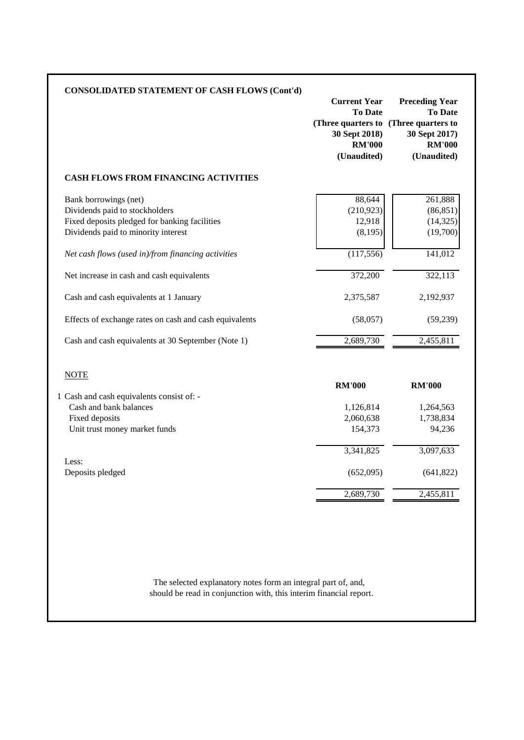## CONSOLIDATED STATEMENT OF CASH FLOWS (Cont'd)

| | Current Year To Date (Three quarters to 30 Sept 2018) RM'000 (Unaudited) | Preceding Year To Date (Three quarters to 30 Sept 2017) RM'000 (Unaudited) |
|---|---|---|
| **CASH FLOWS FROM FINANCING ACTIVITIES** | | |
| Bank borrowings (net) | 88,644 | 261,888 |
| Dividends paid to stockholders | (210,923) | (86,851) |
| Fixed deposits pledged for banking facilities | 12,918 | (14,325) |
| Dividends paid to minority interest | (8,195) | (19,700) |
| *Net cash flows (used in)/from financing activities* | (117,556) | 141,012 |
| Net increase in cash and cash equivalents | 372,200 | 322,113 |
| Cash and cash equivalents at 1 January | 2,375,587 | 2,192,937 |
| Effects of exchange rates on cash and cash equivalents | (58,057) | (59,239) |
| Cash and cash equivalents at 30 September (Note 1) | 2,689,730 | 2,455,811 |

NOTE

| | RM'000 | RM'000 |
|---|---|---|
| 1 Cash and cash equivalents consist of: - | | |
| Cash and bank balances | 1,126,814 | 1,264,563 |
| Fixed deposits | 2,060,638 | 1,738,834 |
| Unit trust money market funds | 154,373 | 94,236 |
| | 3,341,825 | 3,097,633 |
| Less: | | |
| Deposits pledged | (652,095) | (641,822) |
| | 2,689,730 | 2,455,811 |

The selected explanatory notes form an integral part of, and, should be read in conjunction with, this interim financial report.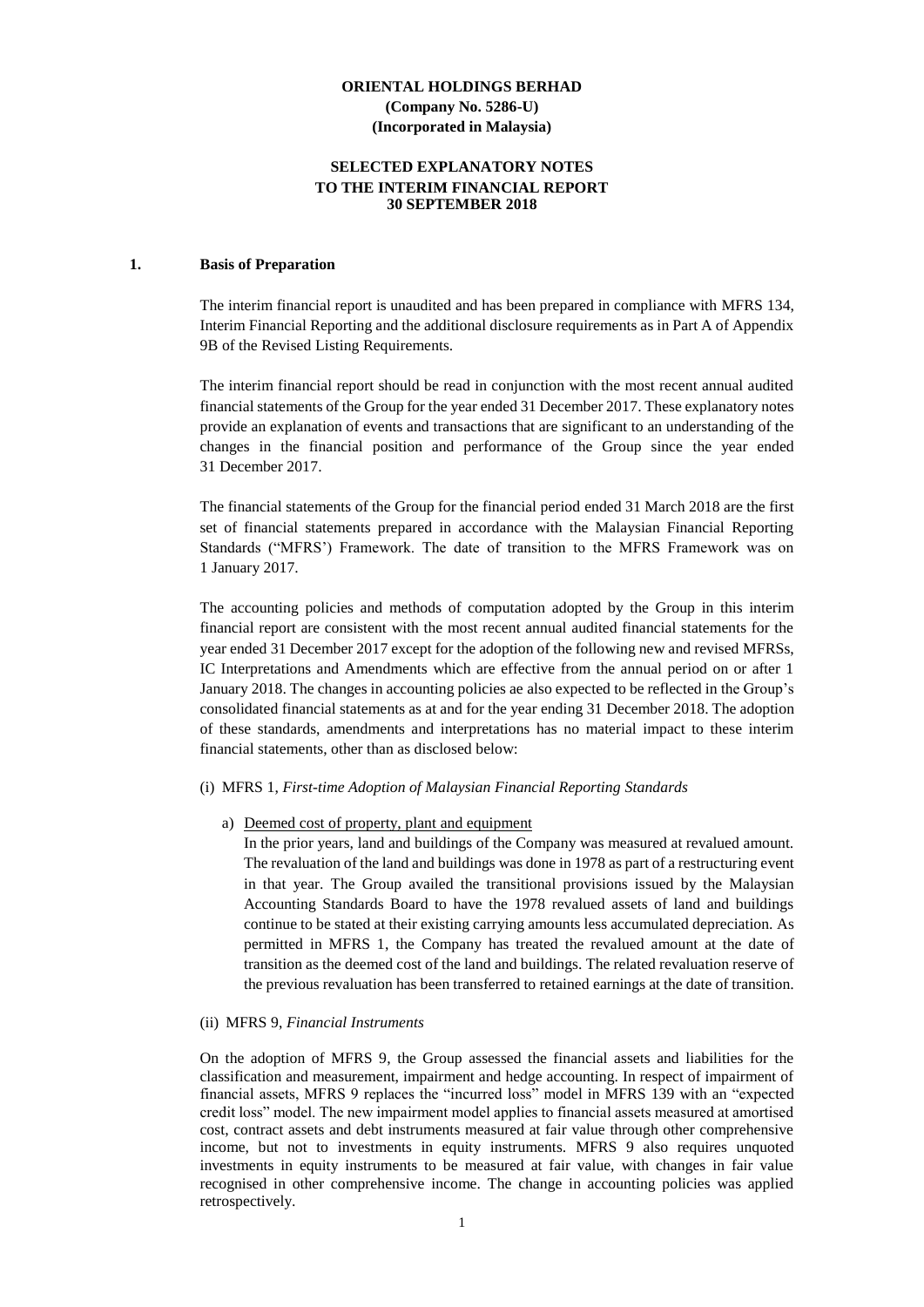**ORIENTAL HOLDINGS BERHAD**
**(Company No. 5286-U)**
**(Incorporated in Malaysia)**

**SELECTED EXPLANATORY NOTES**
**TO THE INTERIM FINANCIAL REPORT**
**30 SEPTEMBER 2018**

## 1. Basis of Preparation

The interim financial report is unaudited and has been prepared in compliance with MFRS 134, Interim Financial Reporting and the additional disclosure requirements as in Part A of Appendix 9B of the Revised Listing Requirements.

The interim financial report should be read in conjunction with the most recent annual audited financial statements of the Group for the year ended 31 December 2017. These explanatory notes provide an explanation of events and transactions that are significant to an understanding of the changes in the financial position and performance of the Group since the year ended 31 December 2017.

The financial statements of the Group for the financial period ended 31 March 2018 are the first set of financial statements prepared in accordance with the Malaysian Financial Reporting Standards ("MFRS') Framework. The date of transition to the MFRS Framework was on 1 January 2017.

The accounting policies and methods of computation adopted by the Group in this interim financial report are consistent with the most recent annual audited financial statements for the year ended 31 December 2017 except for the adoption of the following new and revised MFRSs, IC Interpretations and Amendments which are effective from the annual period on or after 1 January 2018. The changes in accounting policies ae also expected to be reflected in the Group's consolidated financial statements as at and for the year ending 31 December 2018. The adoption of these standards, amendments and interpretations has no material impact to these interim financial statements, other than as disclosed below:

(i) MFRS 1, *First-time Adoption of Malaysian Financial Reporting Standards*

a) Deemed cost of property, plant and equipment
In the prior years, land and buildings of the Company was measured at revalued amount. The revaluation of the land and buildings was done in 1978 as part of a restructuring event in that year. The Group availed the transitional provisions issued by the Malaysian Accounting Standards Board to have the 1978 revalued assets of land and buildings continue to be stated at their existing carrying amounts less accumulated depreciation. As permitted in MFRS 1, the Company has treated the revalued amount at the date of transition as the deemed cost of the land and buildings. The related revaluation reserve of the previous revaluation has been transferred to retained earnings at the date of transition.

(ii) MFRS 9, *Financial Instruments*

On the adoption of MFRS 9, the Group assessed the financial assets and liabilities for the classification and measurement, impairment and hedge accounting. In respect of impairment of financial assets, MFRS 9 replaces the "incurred loss" model in MFRS 139 with an "expected credit loss" model. The new impairment model applies to financial assets measured at amortised cost, contract assets and debt instruments measured at fair value through other comprehensive income, but not to investments in equity instruments. MFRS 9 also requires unquoted investments in equity instruments to be measured at fair value, with changes in fair value recognised in other comprehensive income. The change in accounting policies was applied retrospectively.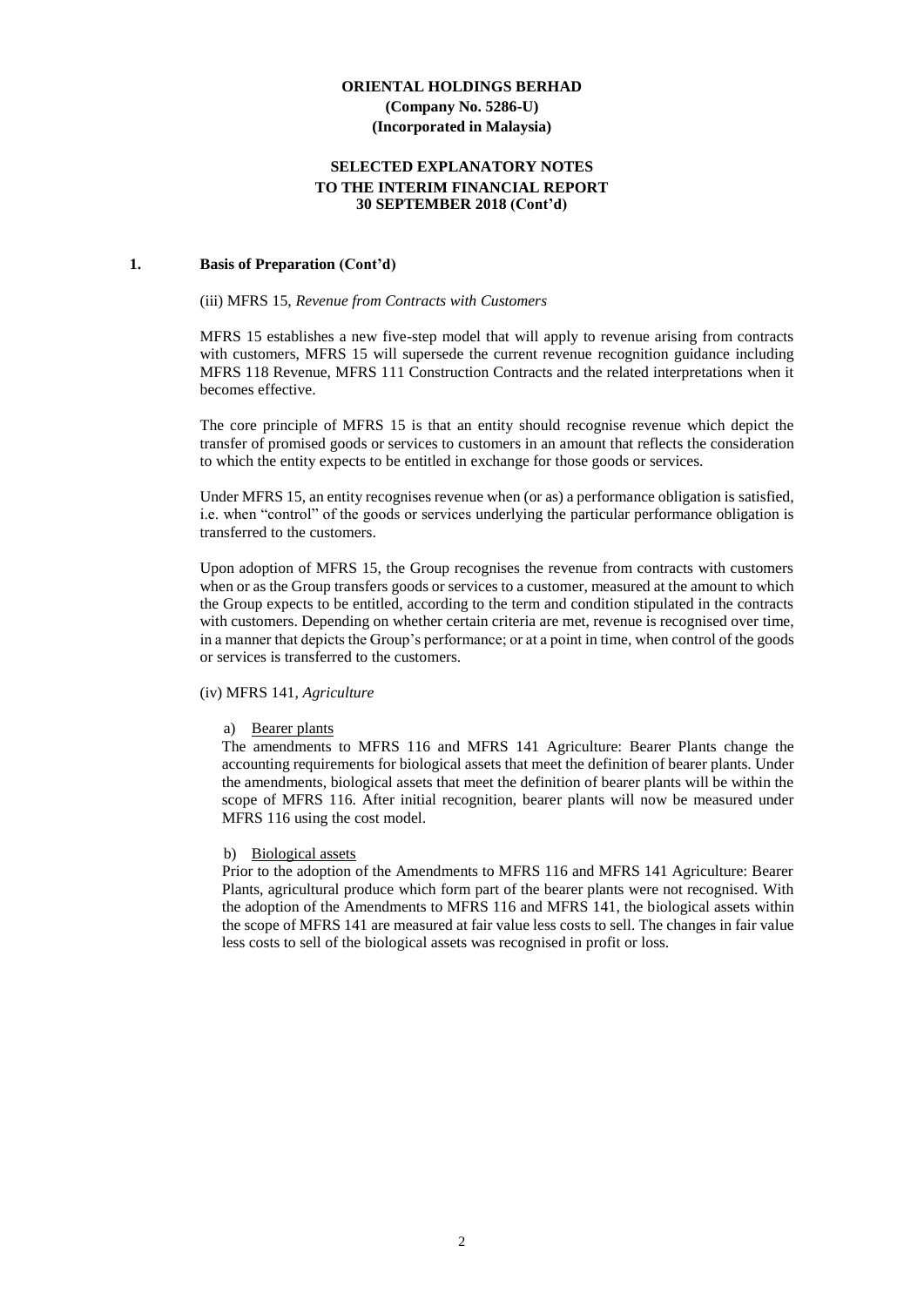**ORIENTAL HOLDINGS BERHAD**
**(Company No. 5286-U)**
**(Incorporated in Malaysia)**

**SELECTED EXPLANATORY NOTES**
**TO THE INTERIM FINANCIAL REPORT**
**30 SEPTEMBER 2018 (Cont'd)**

## 1. Basis of Preparation (Cont'd)

(iii) MFRS 15, *Revenue from Contracts with Customers*

MFRS 15 establishes a new five-step model that will apply to revenue arising from contracts with customers, MFRS 15 will supersede the current revenue recognition guidance including MFRS 118 Revenue, MFRS 111 Construction Contracts and the related interpretations when it becomes effective.

The core principle of MFRS 15 is that an entity should recognise revenue which depict the transfer of promised goods or services to customers in an amount that reflects the consideration to which the entity expects to be entitled in exchange for those goods or services.

Under MFRS 15, an entity recognises revenue when (or as) a performance obligation is satisfied, i.e. when "control" of the goods or services underlying the particular performance obligation is transferred to the customers.

Upon adoption of MFRS 15, the Group recognises the revenue from contracts with customers when or as the Group transfers goods or services to a customer, measured at the amount to which the Group expects to be entitled, according to the term and condition stipulated in the contracts with customers. Depending on whether certain criteria are met, revenue is recognised over time, in a manner that depicts the Group's performance; or at a point in time, when control of the goods or services is transferred to the customers.

(iv) MFRS 141, *Agriculture*

a) Bearer plants

The amendments to MFRS 116 and MFRS 141 Agriculture: Bearer Plants change the accounting requirements for biological assets that meet the definition of bearer plants. Under the amendments, biological assets that meet the definition of bearer plants will be within the scope of MFRS 116. After initial recognition, bearer plants will now be measured under MFRS 116 using the cost model.

b) Biological assets

Prior to the adoption of the Amendments to MFRS 116 and MFRS 141 Agriculture: Bearer Plants, agricultural produce which form part of the bearer plants were not recognised. With the adoption of the Amendments to MFRS 116 and MFRS 141, the biological assets within the scope of MFRS 141 are measured at fair value less costs to sell. The changes in fair value less costs to sell of the biological assets was recognised in profit or loss.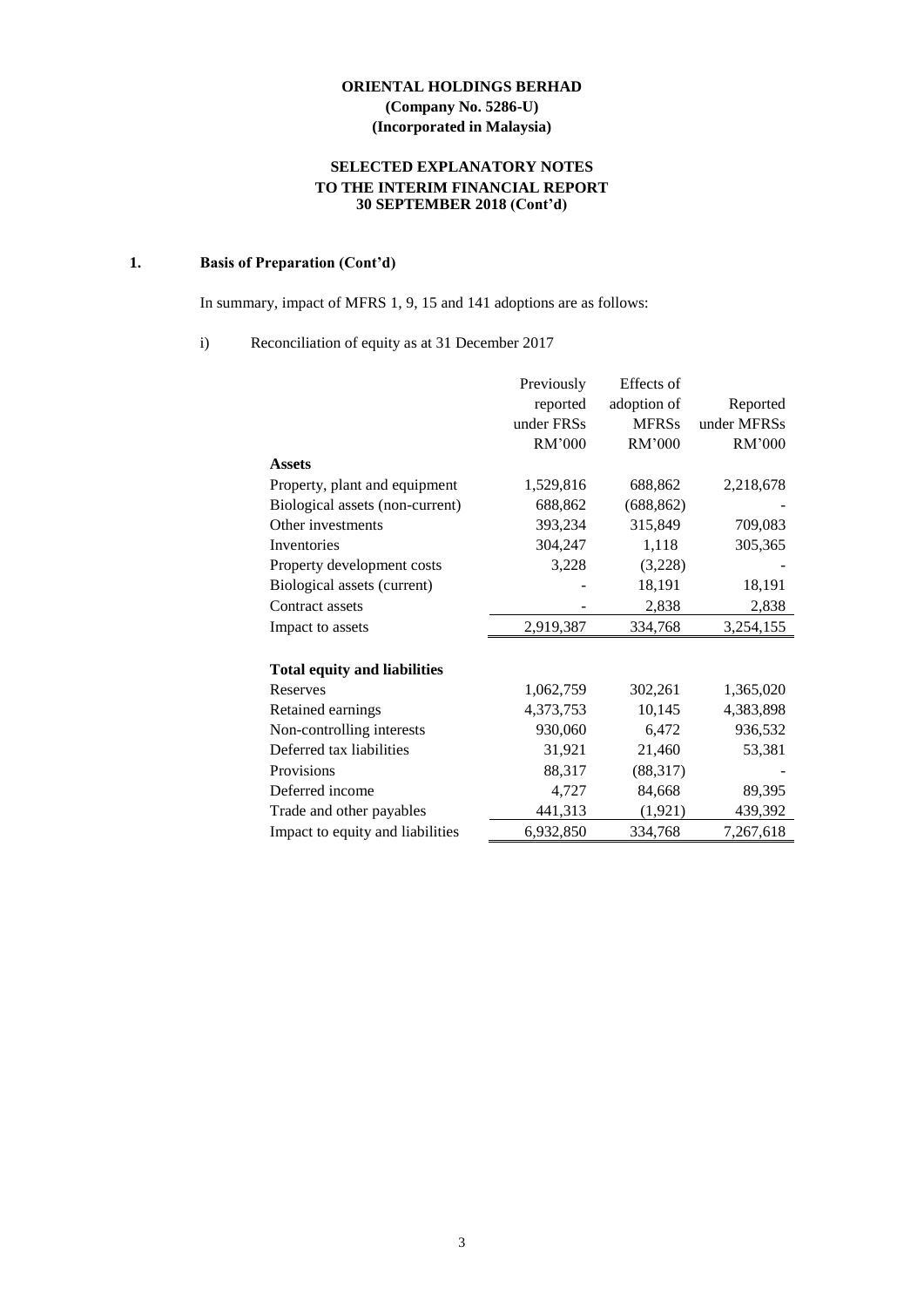**ORIENTAL HOLDINGS BERHAD**
**(Company No. 5286-U)**
**(Incorporated in Malaysia)**

**SELECTED EXPLANATORY NOTES**
**TO THE INTERIM FINANCIAL REPORT**
**30 SEPTEMBER 2018 (Cont'd)**

**1. Basis of Preparation (Cont'd)**

In summary, impact of MFRS 1, 9, 15 and 141 adoptions are as follows:

i) Reconciliation of equity as at 31 December 2017

| | Previously reported under FRSs RM'000 | Effects of adoption of MFRSs RM'000 | Reported under MFRSs RM'000 |
|---|---|---|---|
| **Assets** | | | |
| Property, plant and equipment | 1,529,816 | 688,862 | 2,218,678 |
| Biological assets (non-current) | 688,862 | (688,862) | - |
| Other investments | 393,234 | 315,849 | 709,083 |
| Inventories | 304,247 | 1,118 | 305,365 |
| Property development costs | 3,228 | (3,228) | - |
| Biological assets (current) | - | 18,191 | 18,191 |
| Contract assets | - | 2,838 | 2,838 |
| Impact to assets | 2,919,387 | 334,768 | 3,254,155 |
| | | | |
| **Total equity and liabilities** | | | |
| Reserves | 1,062,759 | 302,261 | 1,365,020 |
| Retained earnings | 4,373,753 | 10,145 | 4,383,898 |
| Non-controlling interests | 930,060 | 6,472 | 936,532 |
| Deferred tax liabilities | 31,921 | 21,460 | 53,381 |
| Provisions | 88,317 | (88,317) | - |
| Deferred income | 4,727 | 84,668 | 89,395 |
| Trade and other payables | 441,313 | (1,921) | 439,392 |
| Impact to equity and liabilities | 6,932,850 | 334,768 | 7,267,618 |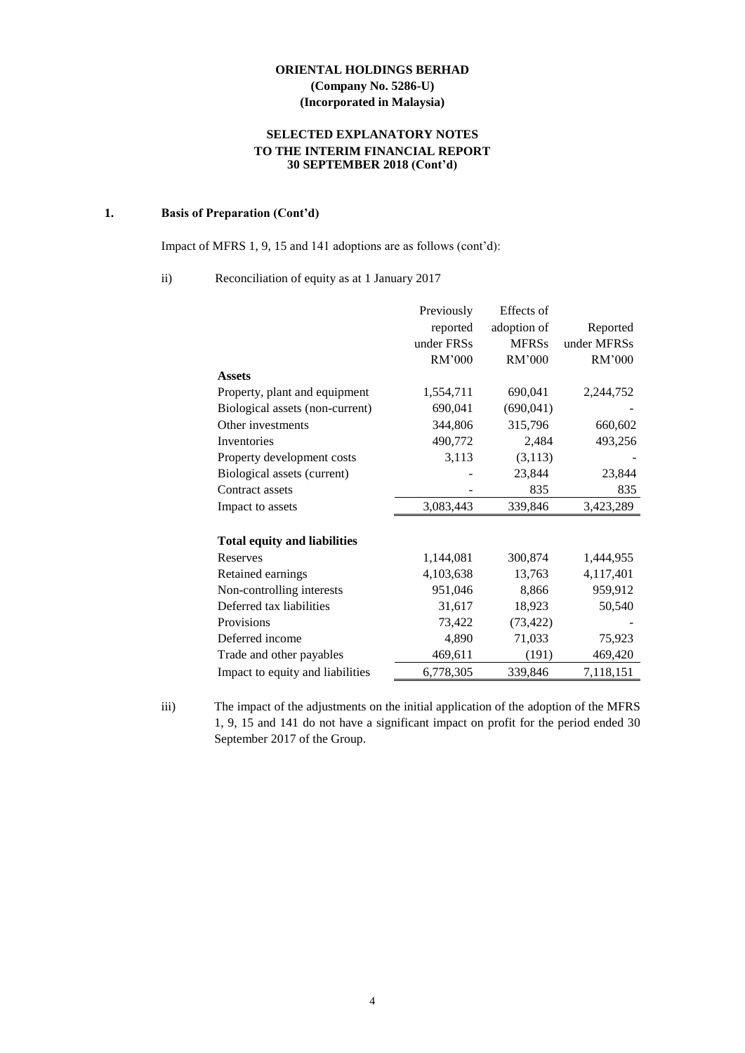**ORIENTAL HOLDINGS BERHAD**
**(Company No. 5286-U)**
**(Incorporated in Malaysia)**

**SELECTED EXPLANATORY NOTES**
**TO THE INTERIM FINANCIAL REPORT**
**30 SEPTEMBER 2018 (Cont'd)**

**1. Basis of Preparation (Cont'd)**

Impact of MFRS 1, 9, 15 and 141 adoptions are as follows (cont'd):

ii) Reconciliation of equity as at 1 January 2017

| | Previously reported under FRSs RM'000 | Effects of adoption of MFRSs RM'000 | Reported under MFRSs RM'000 |
|---|---|---|---|
| **Assets** | | | |
| Property, plant and equipment | 1,554,711 | 690,041 | 2,244,752 |
| Biological assets (non-current) | 690,041 | (690,041) | - |
| Other investments | 344,806 | 315,796 | 660,602 |
| Inventories | 490,772 | 2,484 | 493,256 |
| Property development costs | 3,113 | (3,113) | - |
| Biological assets (current) | - | 23,844 | 23,844 |
| Contract assets | - | 835 | 835 |
| Impact to assets | 3,083,443 | 339,846 | 3,423,289 |
| | | | |
| **Total equity and liabilities** | | | |
| Reserves | 1,144,081 | 300,874 | 1,444,955 |
| Retained earnings | 4,103,638 | 13,763 | 4,117,401 |
| Non-controlling interests | 951,046 | 8,866 | 959,912 |
| Deferred tax liabilities | 31,617 | 18,923 | 50,540 |
| Provisions | 73,422 | (73,422) | - |
| Deferred income | 4,890 | 71,033 | 75,923 |
| Trade and other payables | 469,611 | (191) | 469,420 |
| Impact to equity and liabilities | 6,778,305 | 339,846 | 7,118,151 |

iii) The impact of the adjustments on the initial application of the adoption of the MFRS 1, 9, 15 and 141 do not have a significant impact on profit for the period ended 30 September 2017 of the Group.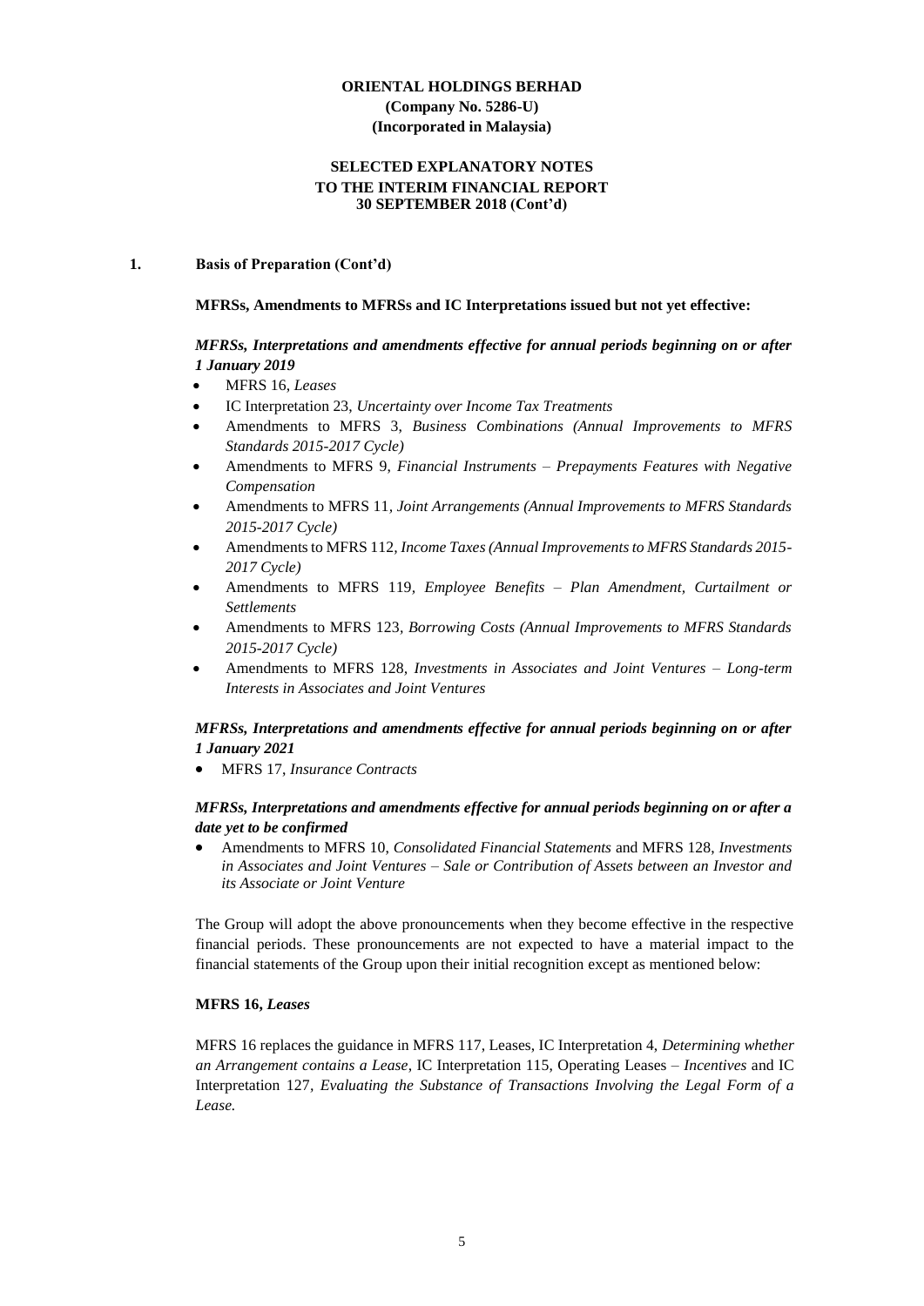**ORIENTAL HOLDINGS BERHAD**
**(Company No. 5286-U)**
**(Incorporated in Malaysia)**

**SELECTED EXPLANATORY NOTES**
**TO THE INTERIM FINANCIAL REPORT**
**30 SEPTEMBER 2018 (Cont'd)**

## 1. Basis of Preparation (Cont'd)

**MFRSs, Amendments to MFRSs and IC Interpretations issued but not yet effective:**

***MFRSs, Interpretations and amendments effective for annual periods beginning on or after 1 January 2019***

- MFRS 16, *Leases*
- IC Interpretation 23, *Uncertainty over Income Tax Treatments*
- Amendments to MFRS 3, *Business Combinations (Annual Improvements to MFRS Standards 2015-2017 Cycle)*
- Amendments to MFRS 9, *Financial Instruments – Prepayments Features with Negative Compensation*
- Amendments to MFRS 11, *Joint Arrangements (Annual Improvements to MFRS Standards 2015-2017 Cycle)*
- Amendments to MFRS 112, *Income Taxes (Annual Improvements to MFRS Standards 2015-2017 Cycle)*
- Amendments to MFRS 119, *Employee Benefits – Plan Amendment, Curtailment or Settlements*
- Amendments to MFRS 123, *Borrowing Costs (Annual Improvements to MFRS Standards 2015-2017 Cycle)*
- Amendments to MFRS 128, *Investments in Associates and Joint Ventures – Long-term Interests in Associates and Joint Ventures*

***MFRSs, Interpretations and amendments effective for annual periods beginning on or after 1 January 2021***

- MFRS 17, *Insurance Contracts*

***MFRSs, Interpretations and amendments effective for annual periods beginning on or after a date yet to be confirmed***

- Amendments to MFRS 10, *Consolidated Financial Statements* and MFRS 128, *Investments in Associates and Joint Ventures – Sale or Contribution of Assets between an Investor and its Associate or Joint Venture*

The Group will adopt the above pronouncements when they become effective in the respective financial periods. These pronouncements are not expected to have a material impact to the financial statements of the Group upon their initial recognition except as mentioned below:

**MFRS 16, *Leases***

MFRS 16 replaces the guidance in MFRS 117, Leases, IC Interpretation 4, *Determining whether an Arrangement contains a Lease*, IC Interpretation 115, Operating Leases – *Incentives* and IC Interpretation 127, *Evaluating the Substance of Transactions Involving the Legal Form of a Lease.*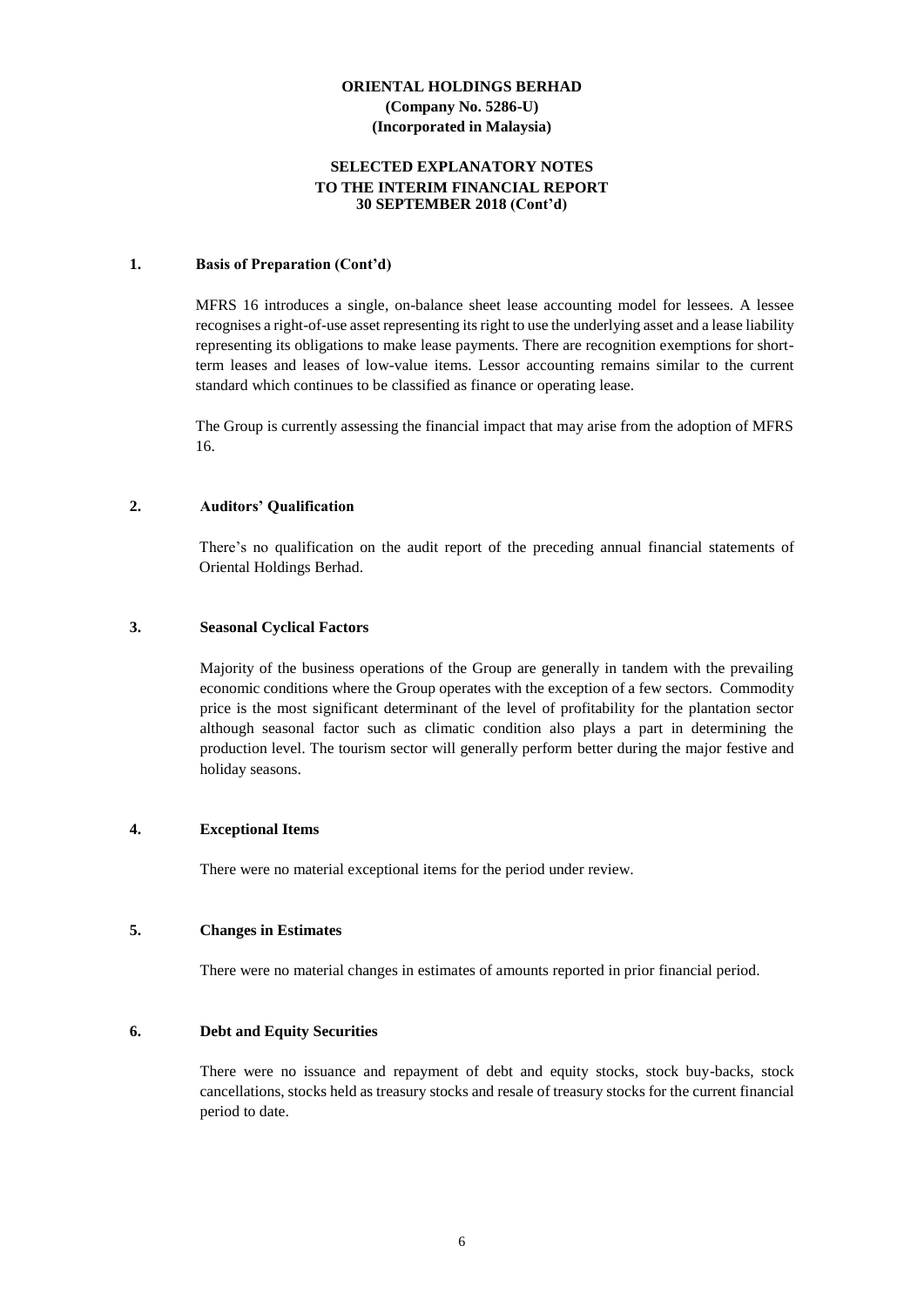## 1. Basis of Preparation (Cont'd)

MFRS 16 introduces a single, on-balance sheet lease accounting model for lessees. A lessee recognises a right-of-use asset representing its right to use the underlying asset and a lease liability representing its obligations to make lease payments. There are recognition exemptions for short-term leases and leases of low-value items. Lessor accounting remains similar to the current standard which continues to be classified as finance or operating lease.

The Group is currently assessing the financial impact that may arise from the adoption of MFRS 16.

## 2. Auditors' Qualification

There's no qualification on the audit report of the preceding annual financial statements of Oriental Holdings Berhad.

## 3. Seasonal Cyclical Factors

Majority of the business operations of the Group are generally in tandem with the prevailing economic conditions where the Group operates with the exception of a few sectors. Commodity price is the most significant determinant of the level of profitability for the plantation sector although seasonal factor such as climatic condition also plays a part in determining the production level. The tourism sector will generally perform better during the major festive and holiday seasons.

## 4. Exceptional Items

There were no material exceptional items for the period under review.

## 5. Changes in Estimates

There were no material changes in estimates of amounts reported in prior financial period.

## 6. Debt and Equity Securities

There were no issuance and repayment of debt and equity stocks, stock buy-backs, stock cancellations, stocks held as treasury stocks and resale of treasury stocks for the current financial period to date.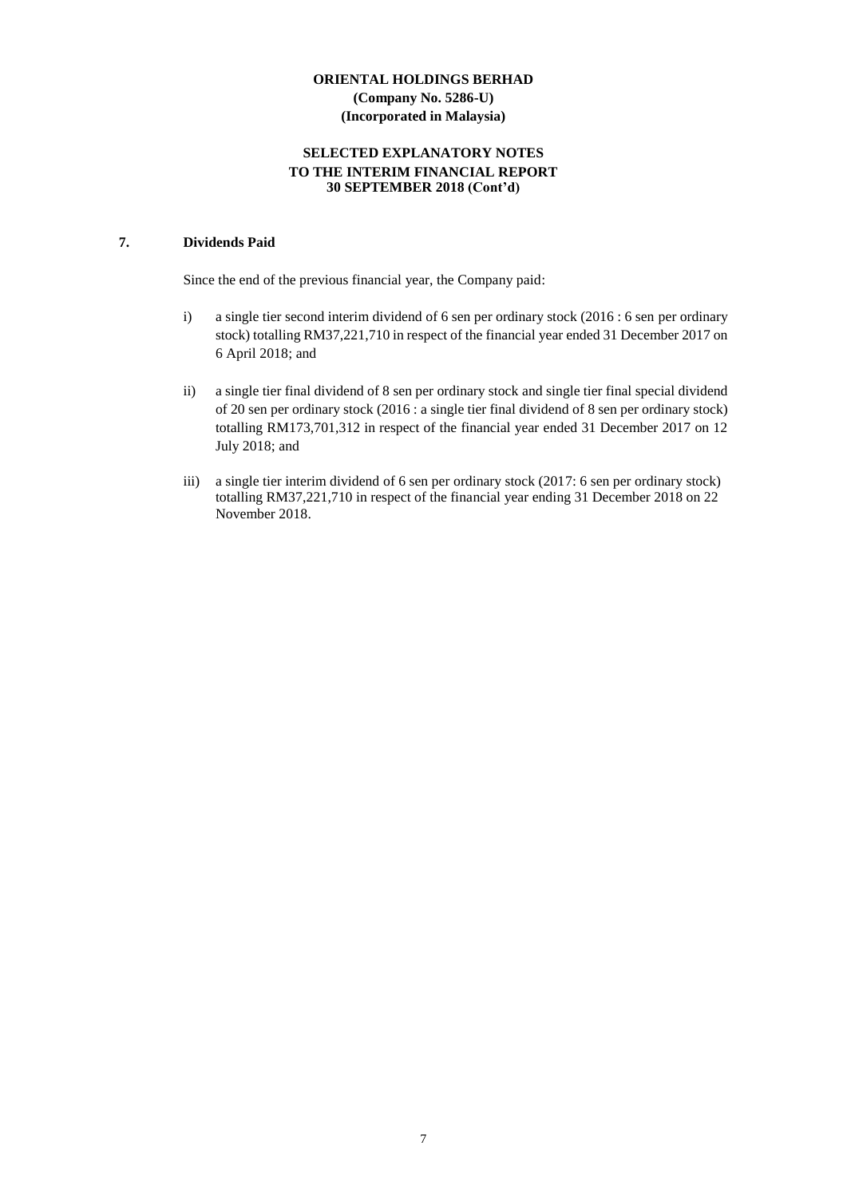**ORIENTAL HOLDINGS BERHAD**
**(Company No. 5286-U)**
**(Incorporated in Malaysia)**

**SELECTED EXPLANATORY NOTES**
**TO THE INTERIM FINANCIAL REPORT**
**30 SEPTEMBER 2018 (Cont'd)**

## 7. Dividends Paid

Since the end of the previous financial year, the Company paid:

i) a single tier second interim dividend of 6 sen per ordinary stock (2016 : 6 sen per ordinary stock) totalling RM37,221,710 in respect of the financial year ended 31 December 2017 on 6 April 2018; and

ii) a single tier final dividend of 8 sen per ordinary stock and single tier final special dividend of 20 sen per ordinary stock (2016 : a single tier final dividend of 8 sen per ordinary stock) totalling RM173,701,312 in respect of the financial year ended 31 December 2017 on 12 July 2018; and

iii) a single tier interim dividend of 6 sen per ordinary stock (2017: 6 sen per ordinary stock) totalling RM37,221,710 in respect of the financial year ending 31 December 2018 on 22 November 2018.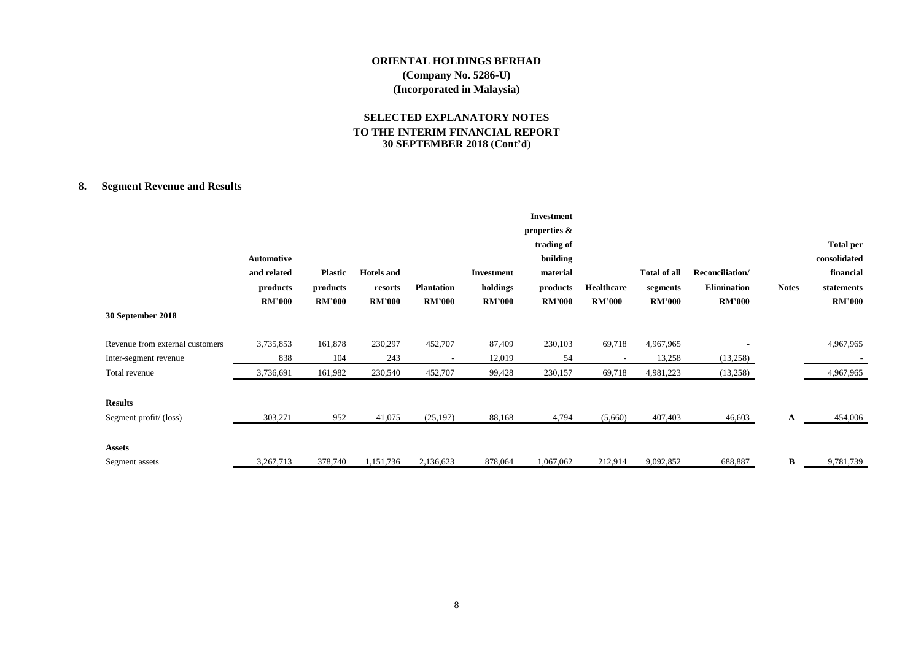**ORIENTAL HOLDINGS BERHAD**
**(Company No. 5286-U)**
**(Incorporated in Malaysia)**

**SELECTED EXPLANATORY NOTES**
**TO THE INTERIM FINANCIAL REPORT**
**30 SEPTEMBER 2018 (Cont'd)**

## 8. Segment Revenue and Results

| | Automotive and related products RM'000 | Plastic products RM'000 | Hotels and resorts RM'000 | Plantation RM'000 | Investment holdings RM'000 | Investment properties & trading of building material products RM'000 | Healthcare RM'000 | Total of all segments RM'000 | Reconciliation/ Elimination RM'000 | Notes | Total per consolidated financial statements RM'000 |
|---|---|---|---|---|---|---|---|---|---|---|---|
| **30 September 2018** | | | | | | | | | | | |
| Revenue from external customers | 3,735,853 | 161,878 | 230,297 | 452,707 | 87,409 | 230,103 | 69,718 | 4,967,965 | - | | 4,967,965 |
| Inter-segment revenue | 838 | 104 | 243 | - | 12,019 | 54 | - | 13,258 | (13,258) | | - |
| Total revenue | 3,736,691 | 161,982 | 230,540 | 452,707 | 99,428 | 230,157 | 69,718 | 4,981,223 | (13,258) | | 4,967,965 |
| **Results** | | | | | | | | | | | |
| Segment profit/ (loss) | 303,271 | 952 | 41,075 | (25,197) | 88,168 | 4,794 | (5,660) | 407,403 | 46,603 | A | 454,006 |
| **Assets** | | | | | | | | | | | |
| Segment assets | 3,267,713 | 378,740 | 1,151,736 | 2,136,623 | 878,064 | 1,067,062 | 212,914 | 9,092,852 | 688,887 | B | 9,781,739 |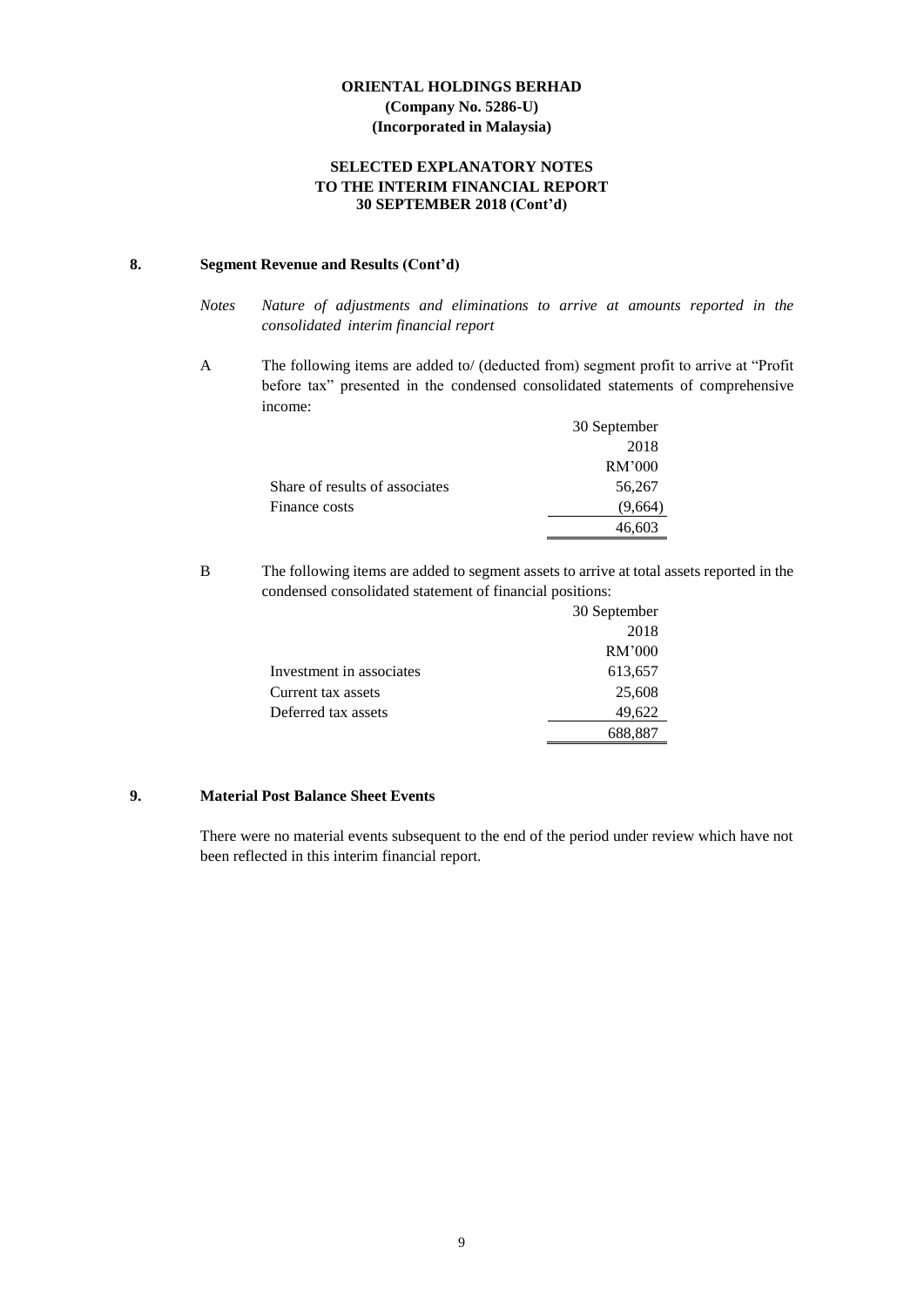**ORIENTAL HOLDINGS BERHAD**
**(Company No. 5286-U)**
**(Incorporated in Malaysia)**

**SELECTED EXPLANATORY NOTES**
**TO THE INTERIM FINANCIAL REPORT**
**30 SEPTEMBER 2018 (Cont'd)**

## 8. Segment Revenue and Results (Cont'd)

*Notes* *Nature of adjustments and eliminations to arrive at amounts reported in the consolidated interim financial report*

A The following items are added to/ (deducted from) segment profit to arrive at "Profit before tax" presented in the condensed consolidated statements of comprehensive income:

| | 30 September 2018 RM'000 |
|---|---|
| Share of results of associates | 56,267 |
| Finance costs | (9,664) |
| | 46,603 |

B The following items are added to segment assets to arrive at total assets reported in the condensed consolidated statement of financial positions:

| | 30 September 2018 RM'000 |
|---|---|
| Investment in associates | 613,657 |
| Current tax assets | 25,608 |
| Deferred tax assets | 49,622 |
| | 688,887 |

## 9. Material Post Balance Sheet Events

There were no material events subsequent to the end of the period under review which have not been reflected in this interim financial report.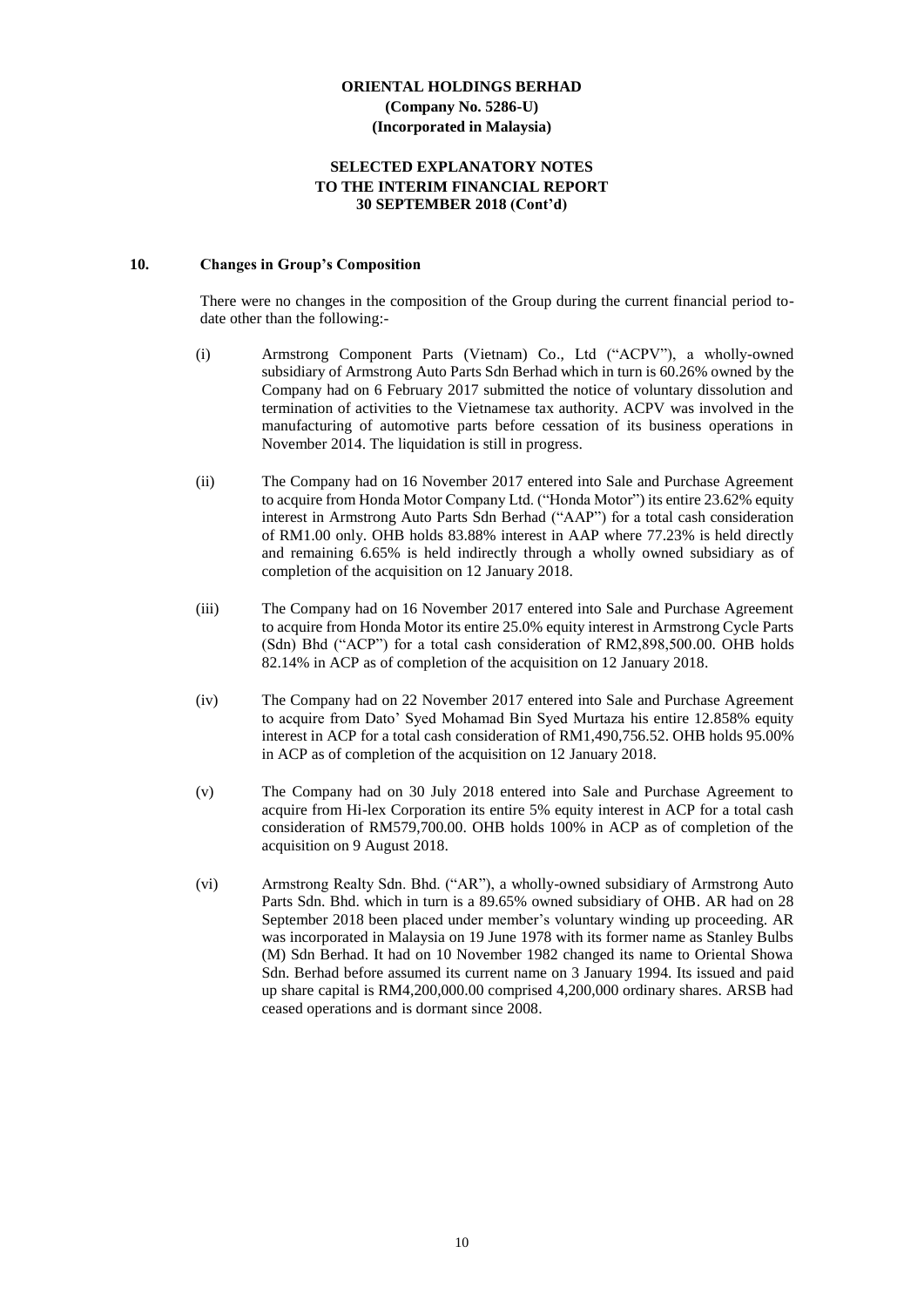**ORIENTAL HOLDINGS BERHAD**
**(Company No. 5286-U)**
**(Incorporated in Malaysia)**

**SELECTED EXPLANATORY NOTES**
**TO THE INTERIM FINANCIAL REPORT**
**30 SEPTEMBER 2018 (Cont'd)**

## 10. Changes in Group's Composition

There were no changes in the composition of the Group during the current financial period to-date other than the following:-

(i) Armstrong Component Parts (Vietnam) Co., Ltd ("ACPV"), a wholly-owned subsidiary of Armstrong Auto Parts Sdn Berhad which in turn is 60.26% owned by the Company had on 6 February 2017 submitted the notice of voluntary dissolution and termination of activities to the Vietnamese tax authority. ACPV was involved in the manufacturing of automotive parts before cessation of its business operations in November 2014. The liquidation is still in progress.

(ii) The Company had on 16 November 2017 entered into Sale and Purchase Agreement to acquire from Honda Motor Company Ltd. ("Honda Motor") its entire 23.62% equity interest in Armstrong Auto Parts Sdn Berhad ("AAP") for a total cash consideration of RM1.00 only. OHB holds 83.88% interest in AAP where 77.23% is held directly and remaining 6.65% is held indirectly through a wholly owned subsidiary as of completion of the acquisition on 12 January 2018.

(iii) The Company had on 16 November 2017 entered into Sale and Purchase Agreement to acquire from Honda Motor its entire 25.0% equity interest in Armstrong Cycle Parts (Sdn) Bhd ("ACP") for a total cash consideration of RM2,898,500.00. OHB holds 82.14% in ACP as of completion of the acquisition on 12 January 2018.

(iv) The Company had on 22 November 2017 entered into Sale and Purchase Agreement to acquire from Dato' Syed Mohamad Bin Syed Murtaza his entire 12.858% equity interest in ACP for a total cash consideration of RM1,490,756.52. OHB holds 95.00% in ACP as of completion of the acquisition on 12 January 2018.

(v) The Company had on 30 July 2018 entered into Sale and Purchase Agreement to acquire from Hi-lex Corporation its entire 5% equity interest in ACP for a total cash consideration of RM579,700.00. OHB holds 100% in ACP as of completion of the acquisition on 9 August 2018.

(vi) Armstrong Realty Sdn. Bhd. ("AR"), a wholly-owned subsidiary of Armstrong Auto Parts Sdn. Bhd. which in turn is a 89.65% owned subsidiary of OHB. AR had on 28 September 2018 been placed under member's voluntary winding up proceeding. AR was incorporated in Malaysia on 19 June 1978 with its former name as Stanley Bulbs (M) Sdn Berhad. It had on 10 November 1982 changed its name to Oriental Showa Sdn. Berhad before assumed its current name on 3 January 1994. Its issued and paid up share capital is RM4,200,000.00 comprised 4,200,000 ordinary shares. ARSB had ceased operations and is dormant since 2008.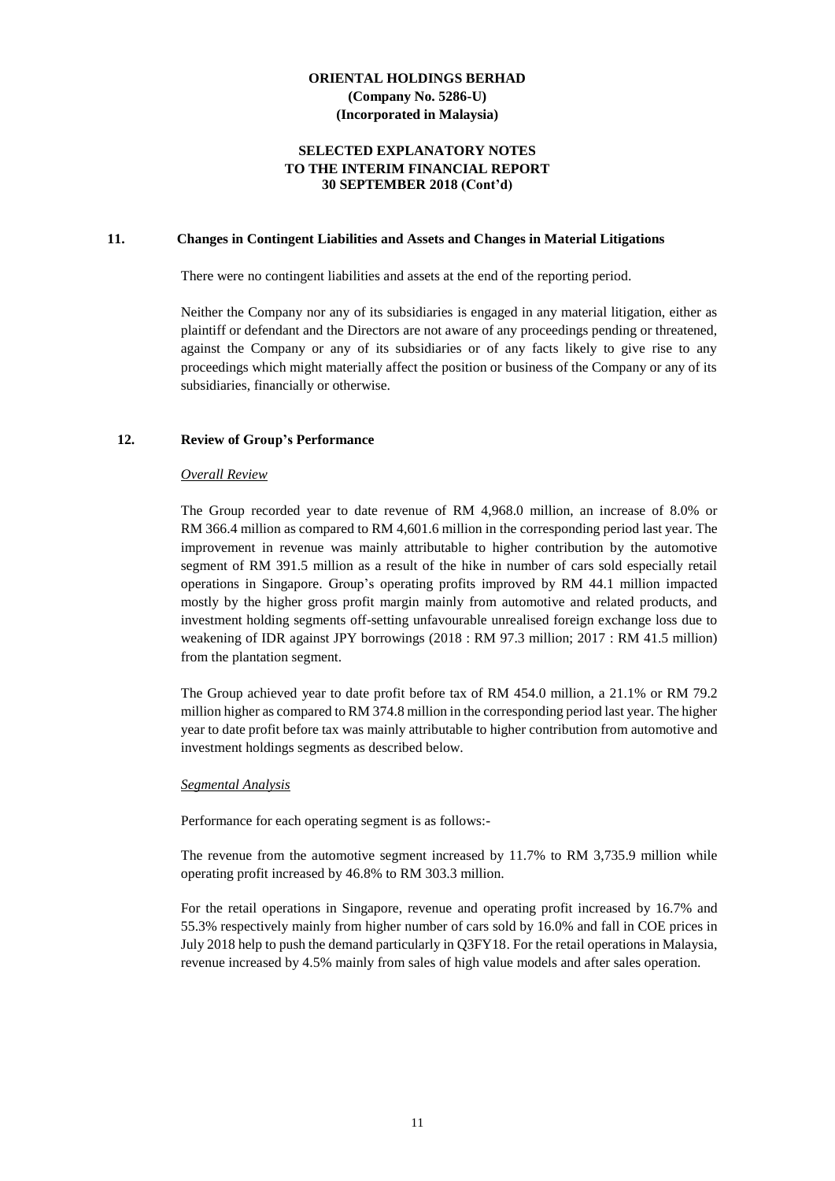## 11. Changes in Contingent Liabilities and Assets and Changes in Material Litigations

There were no contingent liabilities and assets at the end of the reporting period.

Neither the Company nor any of its subsidiaries is engaged in any material litigation, either as plaintiff or defendant and the Directors are not aware of any proceedings pending or threatened, against the Company or any of its subsidiaries or of any facts likely to give rise to any proceedings which might materially affect the position or business of the Company or any of its subsidiaries, financially or otherwise.

## 12. Review of Group's Performance

*Overall Review*

The Group recorded year to date revenue of RM 4,968.0 million, an increase of 8.0% or RM 366.4 million as compared to RM 4,601.6 million in the corresponding period last year. The improvement in revenue was mainly attributable to higher contribution by the automotive segment of RM 391.5 million as a result of the hike in number of cars sold especially retail operations in Singapore. Group's operating profits improved by RM 44.1 million impacted mostly by the higher gross profit margin mainly from automotive and related products, and investment holding segments off-setting unfavourable unrealised foreign exchange loss due to weakening of IDR against JPY borrowings (2018 : RM 97.3 million; 2017 : RM 41.5 million) from the plantation segment.

The Group achieved year to date profit before tax of RM 454.0 million, a 21.1% or RM 79.2 million higher as compared to RM 374.8 million in the corresponding period last year. The higher year to date profit before tax was mainly attributable to higher contribution from automotive and investment holdings segments as described below.

*Segmental Analysis*

Performance for each operating segment is as follows:-

The revenue from the automotive segment increased by 11.7% to RM 3,735.9 million while operating profit increased by 46.8% to RM 303.3 million.

For the retail operations in Singapore, revenue and operating profit increased by 16.7% and 55.3% respectively mainly from higher number of cars sold by 16.0% and fall in COE prices in July 2018 help to push the demand particularly in Q3FY18. For the retail operations in Malaysia, revenue increased by 4.5% mainly from sales of high value models and after sales operation.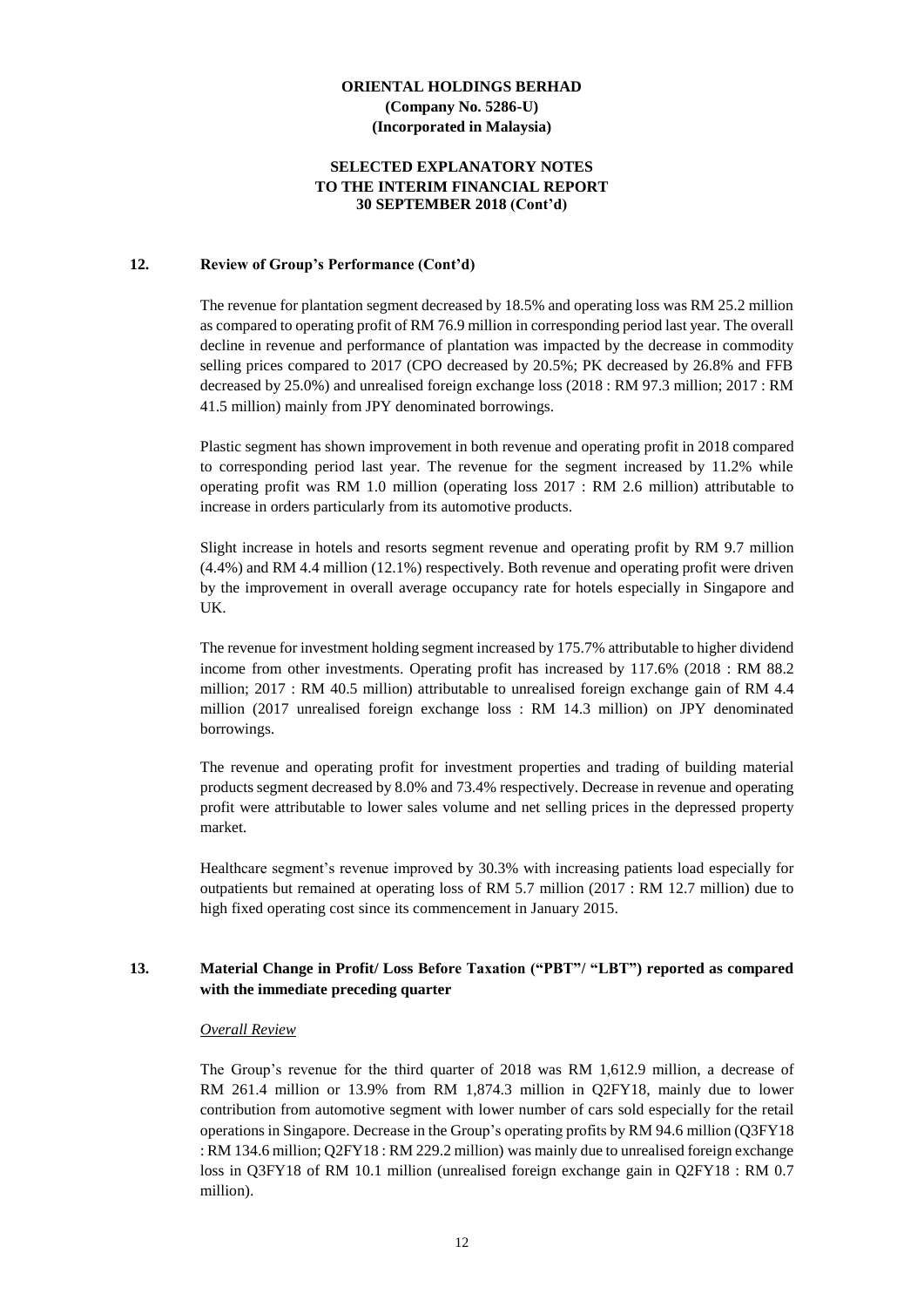## 12. Review of Group's Performance (Cont'd)

The revenue for plantation segment decreased by 18.5% and operating loss was RM 25.2 million as compared to operating profit of RM 76.9 million in corresponding period last year. The overall decline in revenue and performance of plantation was impacted by the decrease in commodity selling prices compared to 2017 (CPO decreased by 20.5%; PK decreased by 26.8% and FFB decreased by 25.0%) and unrealised foreign exchange loss (2018 : RM 97.3 million; 2017 : RM 41.5 million) mainly from JPY denominated borrowings.

Plastic segment has shown improvement in both revenue and operating profit in 2018 compared to corresponding period last year. The revenue for the segment increased by 11.2% while operating profit was RM 1.0 million (operating loss 2017 : RM 2.6 million) attributable to increase in orders particularly from its automotive products.

Slight increase in hotels and resorts segment revenue and operating profit by RM 9.7 million (4.4%) and RM 4.4 million (12.1%) respectively. Both revenue and operating profit were driven by the improvement in overall average occupancy rate for hotels especially in Singapore and UK.

The revenue for investment holding segment increased by 175.7% attributable to higher dividend income from other investments. Operating profit has increased by 117.6% (2018 : RM 88.2 million; 2017 : RM 40.5 million) attributable to unrealised foreign exchange gain of RM 4.4 million (2017 unrealised foreign exchange loss : RM 14.3 million) on JPY denominated borrowings.

The revenue and operating profit for investment properties and trading of building material products segment decreased by 8.0% and 73.4% respectively. Decrease in revenue and operating profit were attributable to lower sales volume and net selling prices in the depressed property market.

Healthcare segment's revenue improved by 30.3% with increasing patients load especially for outpatients but remained at operating loss of RM 5.7 million (2017 : RM 12.7 million) due to high fixed operating cost since its commencement in January 2015.

## 13. Material Change in Profit/ Loss Before Taxation ("PBT"/ "LBT") reported as compared with the immediate preceding quarter

*Overall Review*

The Group's revenue for the third quarter of 2018 was RM 1,612.9 million, a decrease of RM 261.4 million or 13.9% from RM 1,874.3 million in Q2FY18, mainly due to lower contribution from automotive segment with lower number of cars sold especially for the retail operations in Singapore. Decrease in the Group's operating profits by RM 94.6 million (Q3FY18 : RM 134.6 million; Q2FY18 : RM 229.2 million) was mainly due to unrealised foreign exchange loss in Q3FY18 of RM 10.1 million (unrealised foreign exchange gain in Q2FY18 : RM 0.7 million).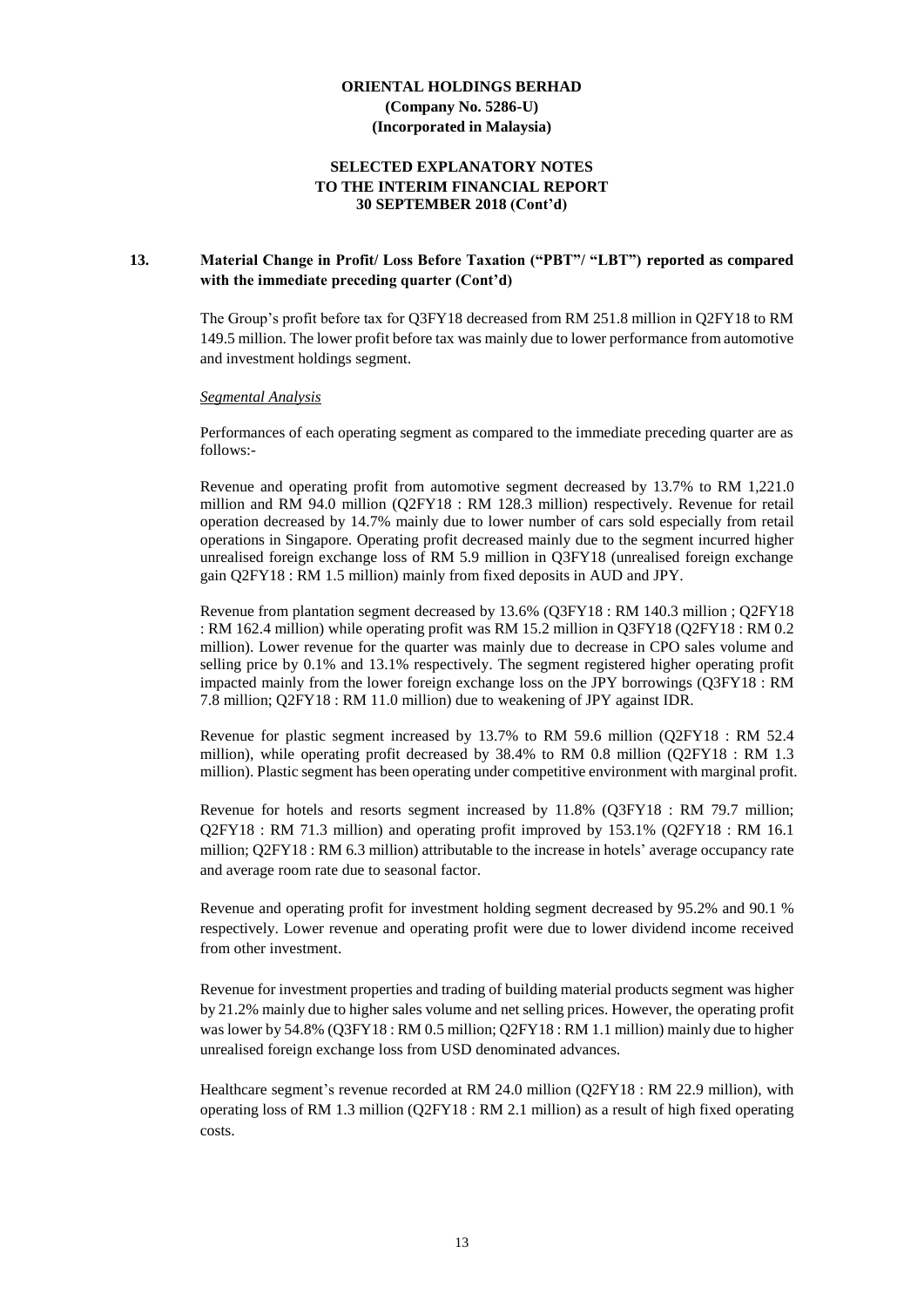**ORIENTAL HOLDINGS BERHAD**
**(Company No. 5286-U)**
**(Incorporated in Malaysia)**

**SELECTED EXPLANATORY NOTES**
**TO THE INTERIM FINANCIAL REPORT**
**30 SEPTEMBER 2018 (Cont'd)**

## 13. Material Change in Profit/ Loss Before Taxation ("PBT"/ "LBT") reported as compared with the immediate preceding quarter (Cont'd)

The Group's profit before tax for Q3FY18 decreased from RM 251.8 million in Q2FY18 to RM 149.5 million. The lower profit before tax was mainly due to lower performance from automotive and investment holdings segment.

*Segmental Analysis*

Performances of each operating segment as compared to the immediate preceding quarter are as follows:-

Revenue and operating profit from automotive segment decreased by 13.7% to RM 1,221.0 million and RM 94.0 million (Q2FY18 : RM 128.3 million) respectively. Revenue for retail operation decreased by 14.7% mainly due to lower number of cars sold especially from retail operations in Singapore. Operating profit decreased mainly due to the segment incurred higher unrealised foreign exchange loss of RM 5.9 million in Q3FY18 (unrealised foreign exchange gain Q2FY18 : RM 1.5 million) mainly from fixed deposits in AUD and JPY.

Revenue from plantation segment decreased by 13.6% (Q3FY18 : RM 140.3 million ; Q2FY18 : RM 162.4 million) while operating profit was RM 15.2 million in Q3FY18 (Q2FY18 : RM 0.2 million). Lower revenue for the quarter was mainly due to decrease in CPO sales volume and selling price by 0.1% and 13.1% respectively. The segment registered higher operating profit impacted mainly from the lower foreign exchange loss on the JPY borrowings (Q3FY18 : RM 7.8 million; Q2FY18 : RM 11.0 million) due to weakening of JPY against IDR.

Revenue for plastic segment increased by 13.7% to RM 59.6 million (Q2FY18 : RM 52.4 million), while operating profit decreased by 38.4% to RM 0.8 million (Q2FY18 : RM 1.3 million). Plastic segment has been operating under competitive environment with marginal profit.

Revenue for hotels and resorts segment increased by 11.8% (Q3FY18 : RM 79.7 million; Q2FY18 : RM 71.3 million) and operating profit improved by 153.1% (Q2FY18 : RM 16.1 million; Q2FY18 : RM 6.3 million) attributable to the increase in hotels' average occupancy rate and average room rate due to seasonal factor.

Revenue and operating profit for investment holding segment decreased by 95.2% and 90.1 % respectively. Lower revenue and operating profit were due to lower dividend income received from other investment.

Revenue for investment properties and trading of building material products segment was higher by 21.2% mainly due to higher sales volume and net selling prices. However, the operating profit was lower by 54.8% (Q3FY18 : RM 0.5 million; Q2FY18 : RM 1.1 million) mainly due to higher unrealised foreign exchange loss from USD denominated advances.

Healthcare segment's revenue recorded at RM 24.0 million (Q2FY18 : RM 22.9 million), with operating loss of RM 1.3 million (Q2FY18 : RM 2.1 million) as a result of high fixed operating costs.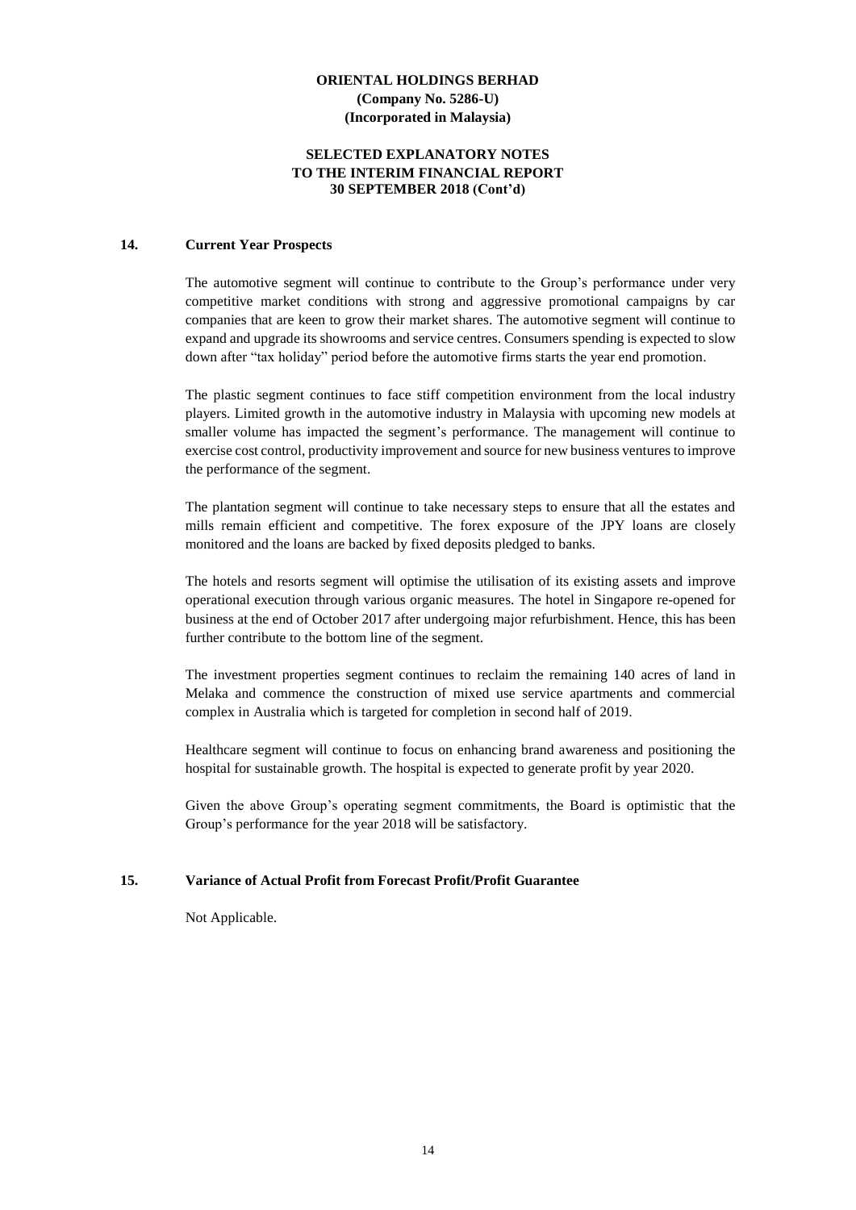**ORIENTAL HOLDINGS BERHAD**
**(Company No. 5286-U)**
**(Incorporated in Malaysia)**

**SELECTED EXPLANATORY NOTES**
**TO THE INTERIM FINANCIAL REPORT**
**30 SEPTEMBER 2018 (Cont'd)**

## 14. Current Year Prospects

The automotive segment will continue to contribute to the Group's performance under very competitive market conditions with strong and aggressive promotional campaigns by car companies that are keen to grow their market shares. The automotive segment will continue to expand and upgrade its showrooms and service centres. Consumers spending is expected to slow down after "tax holiday" period before the automotive firms starts the year end promotion.

The plastic segment continues to face stiff competition environment from the local industry players. Limited growth in the automotive industry in Malaysia with upcoming new models at smaller volume has impacted the segment's performance. The management will continue to exercise cost control, productivity improvement and source for new business ventures to improve the performance of the segment.

The plantation segment will continue to take necessary steps to ensure that all the estates and mills remain efficient and competitive. The forex exposure of the JPY loans are closely monitored and the loans are backed by fixed deposits pledged to banks.

The hotels and resorts segment will optimise the utilisation of its existing assets and improve operational execution through various organic measures. The hotel in Singapore re-opened for business at the end of October 2017 after undergoing major refurbishment. Hence, this has been further contribute to the bottom line of the segment.

The investment properties segment continues to reclaim the remaining 140 acres of land in Melaka and commence the construction of mixed use service apartments and commercial complex in Australia which is targeted for completion in second half of 2019.

Healthcare segment will continue to focus on enhancing brand awareness and positioning the hospital for sustainable growth. The hospital is expected to generate profit by year 2020.

Given the above Group's operating segment commitments, the Board is optimistic that the Group's performance for the year 2018 will be satisfactory.

## 15. Variance of Actual Profit from Forecast Profit/Profit Guarantee

Not Applicable.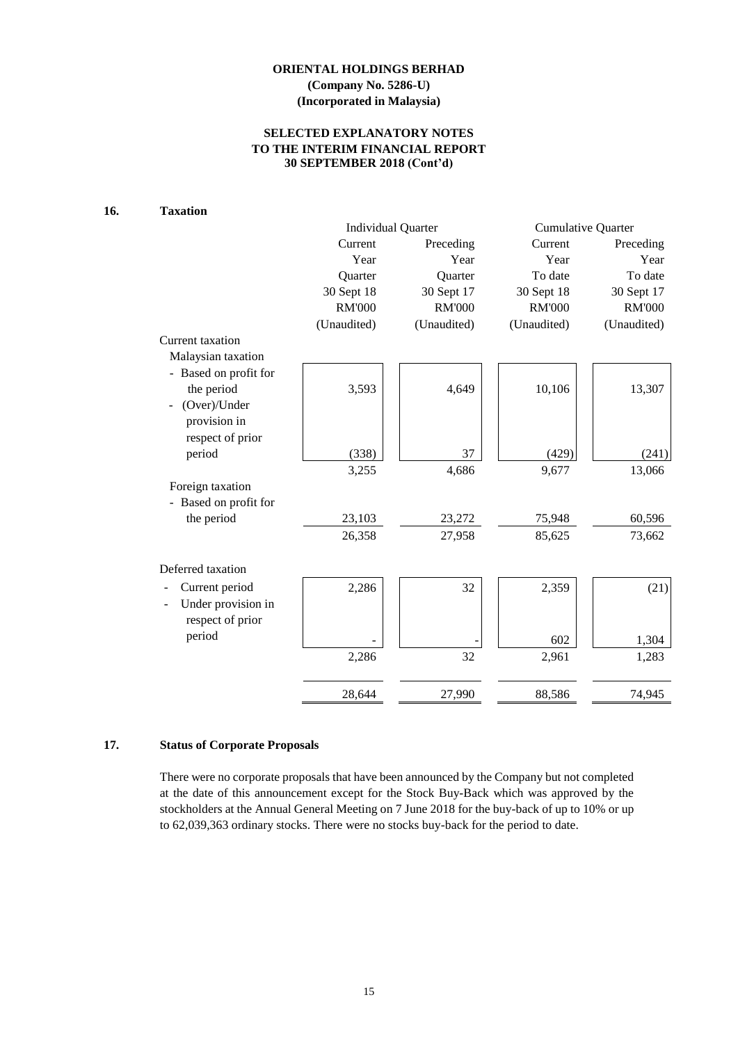**ORIENTAL HOLDINGS BERHAD**
**(Company No. 5286-U)**
**(Incorporated in Malaysia)**

**SELECTED EXPLANATORY NOTES**
**TO THE INTERIM FINANCIAL REPORT**
**30 SEPTEMBER 2018 (Cont'd)**

## 16. Taxation

| | Individual Quarter | | Cumulative Quarter | |
|---|---|---|---|---|
| | Current Year Quarter 30 Sept 18 RM'000 (Unaudited) | Preceding Year Quarter 30 Sept 17 RM'000 (Unaudited) | Current Year To date 30 Sept 18 RM'000 (Unaudited) | Preceding Year To date 30 Sept 17 RM'000 (Unaudited) |
| Current taxation | | | | |
| Malaysian taxation | | | | |
| - Based on profit for the period | 3,593 | 4,649 | 10,106 | 13,307 |
| - (Over)/Under provision in respect of prior period | (338) | 37 | (429) | (241) |
| | 3,255 | 4,686 | 9,677 | 13,066 |
| Foreign taxation | | | | |
| - Based on profit for the period | 23,103 | 23,272 | 75,948 | 60,596 |
| | 26,358 | 27,958 | 85,625 | 73,662 |
| Deferred taxation | | | | |
| - Current period | 2,286 | 32 | 2,359 | (21) |
| - Under provision in respect of prior period | - | - | 602 | 1,304 |
| | 2,286 | 32 | 2,961 | 1,283 |
| | 28,644 | 27,990 | 88,586 | 74,945 |

## 17. Status of Corporate Proposals

There were no corporate proposals that have been announced by the Company but not completed at the date of this announcement except for the Stock Buy-Back which was approved by the stockholders at the Annual General Meeting on 7 June 2018 for the buy-back of up to 10% or up to 62,039,363 ordinary stocks. There were no stocks buy-back for the period to date.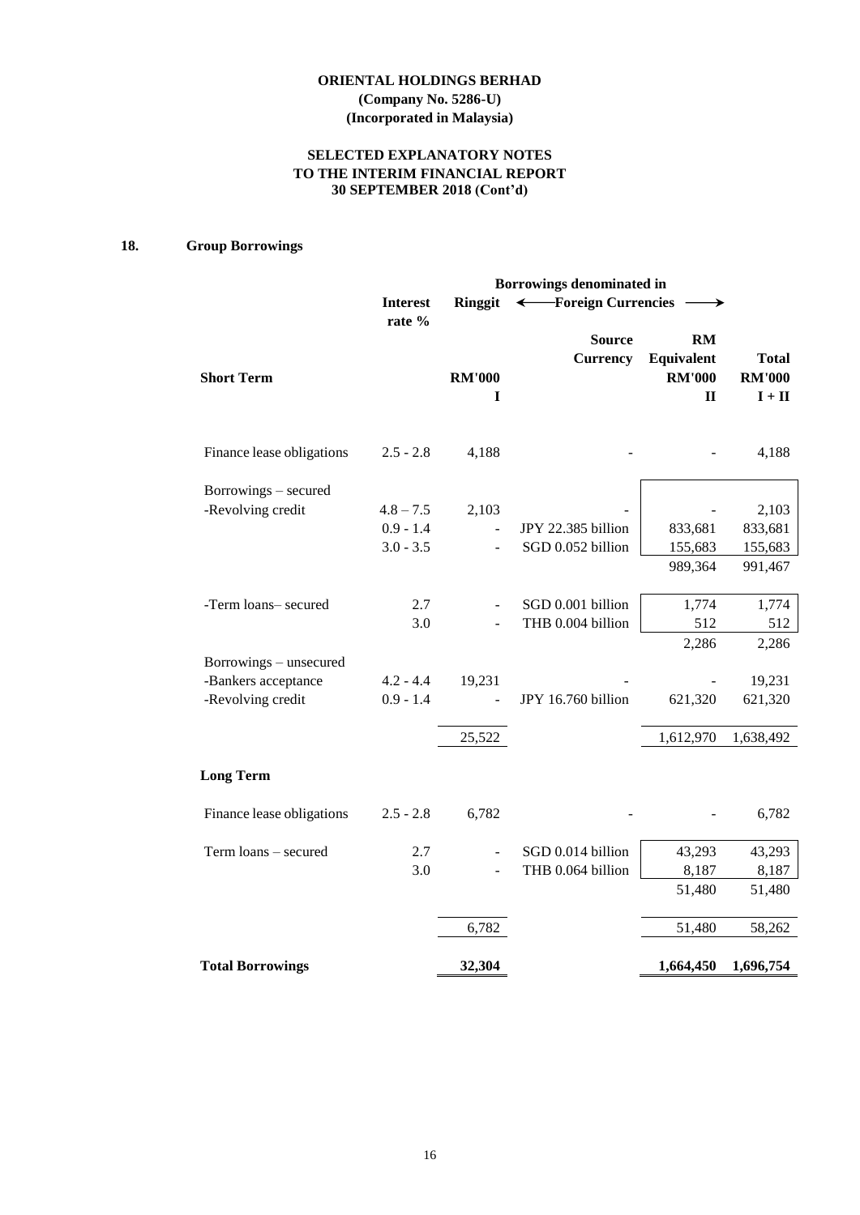**ORIENTAL HOLDINGS BERHAD**
**(Company No. 5286-U)**
**(Incorporated in Malaysia)**

**SELECTED EXPLANATORY NOTES**
**TO THE INTERIM FINANCIAL REPORT**
**30 SEPTEMBER 2018 (Cont'd)**

## 18. Group Borrowings

| | Interest rate % | Borrowings denominated in Ringgit | Foreign Currencies | | |
|---|---|---|---|---|---|
| | | | Source Currency | RM Equivalent | Total |
| **Short Term** | | RM'000 | | RM'000 | RM'000 |
| | | I | | II | I + II |
| Finance lease obligations | 2.5 - 2.8 | 4,188 | - | - | 4,188 |
| Borrowings – secured | | | | | |
| -Revolving credit | 4.8 – 7.5 | 2,103 | - | - | 2,103 |
| | 0.9 - 1.4 | - | JPY 22.385 billion | 833,681 | 833,681 |
| | 3.0 - 3.5 | - | SGD 0.052 billion | 155,683 | 155,683 |
| | | | | 989,364 | 991,467 |
| -Term loans– secured | 2.7 | - | SGD 0.001 billion | 1,774 | 1,774 |
| | 3.0 | - | THB 0.004 billion | 512 | 512 |
| | | | | 2,286 | 2,286 |
| Borrowings – unsecured | | | | | |
| -Bankers acceptance | 4.2 - 4.4 | 19,231 | - | - | 19,231 |
| -Revolving credit | 0.9 - 1.4 | - | JPY 16.760 billion | 621,320 | 621,320 |
| | | 25,522 | | 1,612,970 | 1,638,492 |
| **Long Term** | | | | | |
| Finance lease obligations | 2.5 - 2.8 | 6,782 | - | - | 6,782 |
| Term loans – secured | 2.7 | - | SGD 0.014 billion | 43,293 | 43,293 |
| | 3.0 | - | THB 0.064 billion | 8,187 | 8,187 |
| | | | | 51,480 | 51,480 |
| | | 6,782 | | 51,480 | 58,262 |
| **Total Borrowings** | | **32,304** | | **1,664,450** | **1,696,754** |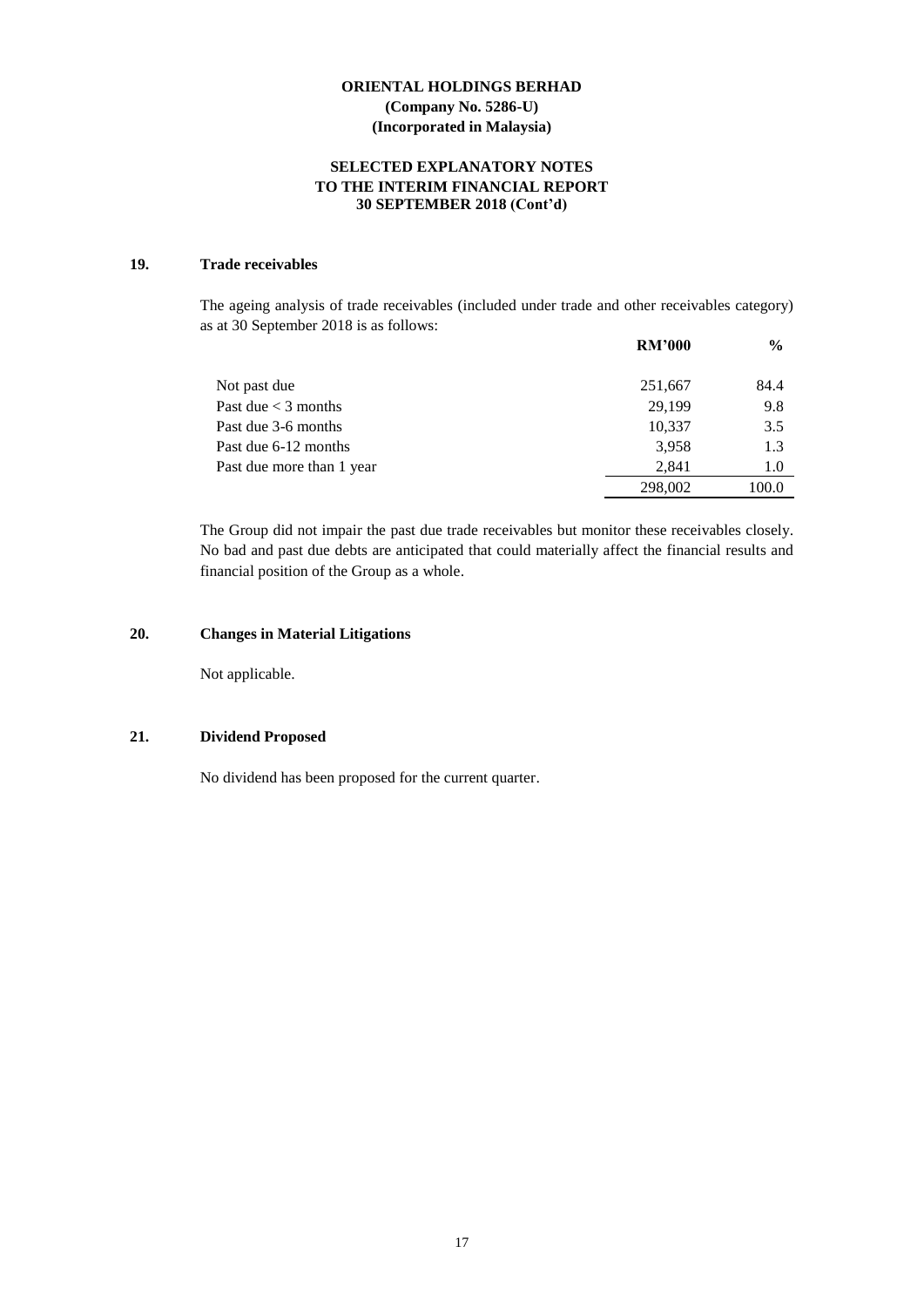**ORIENTAL HOLDINGS BERHAD**
**(Company No. 5286-U)**
**(Incorporated in Malaysia)**

**SELECTED EXPLANATORY NOTES**
**TO THE INTERIM FINANCIAL REPORT**
**30 SEPTEMBER 2018 (Cont'd)**

## 19. Trade receivables

The ageing analysis of trade receivables (included under trade and other receivables category) as at 30 September 2018 is as follows:

| | RM'000 | % |
|---|---|---|
| Not past due | 251,667 | 84.4 |
| Past due < 3 months | 29,199 | 9.8 |
| Past due 3-6 months | 10,337 | 3.5 |
| Past due 6-12 months | 3,958 | 1.3 |
| Past due more than 1 year | 2,841 | 1.0 |
| | 298,002 | 100.0 |

The Group did not impair the past due trade receivables but monitor these receivables closely. No bad and past due debts are anticipated that could materially affect the financial results and financial position of the Group as a whole.

## 20. Changes in Material Litigations

Not applicable.

## 21. Dividend Proposed

No dividend has been proposed for the current quarter.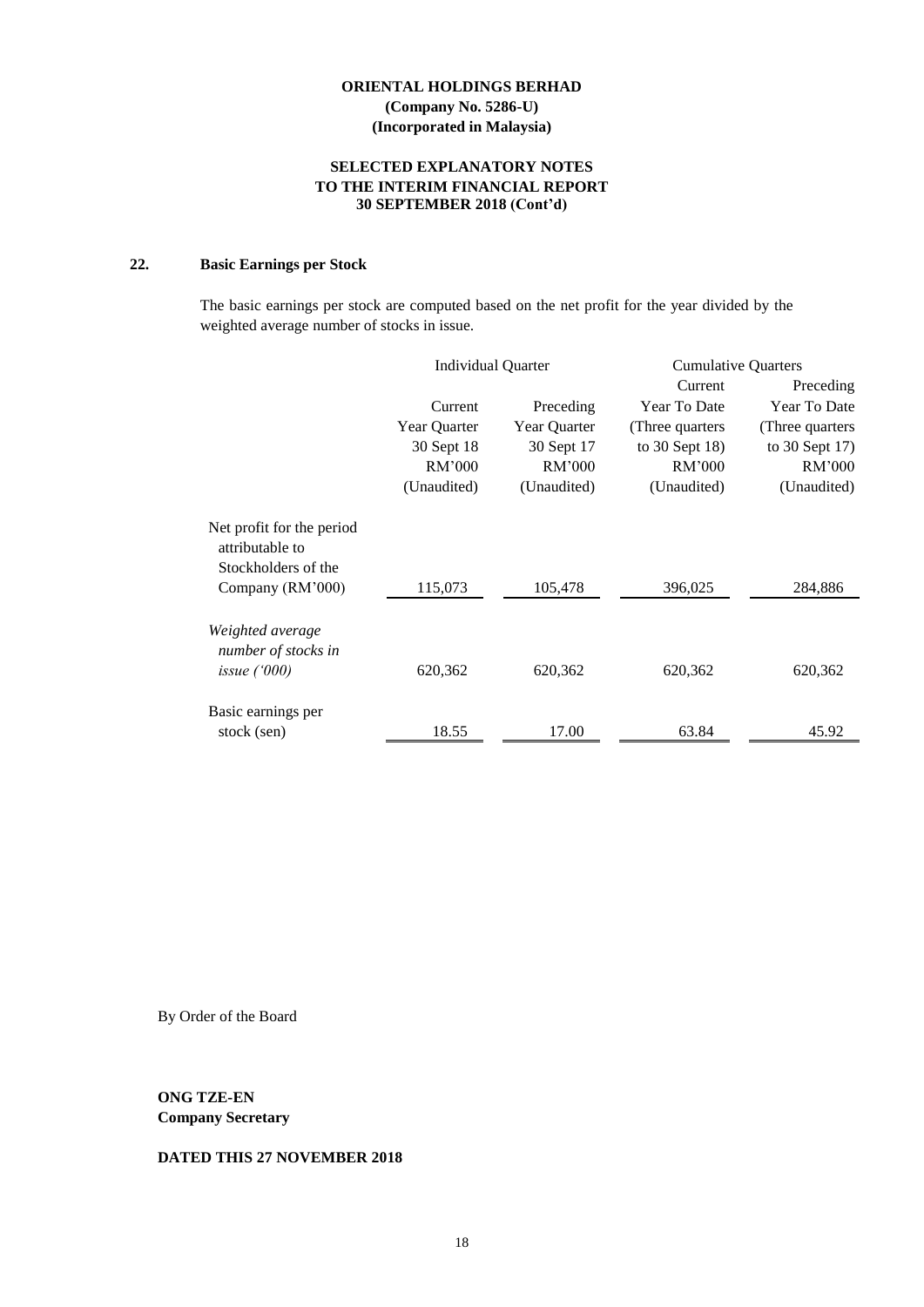**ORIENTAL HOLDINGS BERHAD**
**(Company No. 5286-U)**
**(Incorporated in Malaysia)**

**SELECTED EXPLANATORY NOTES**
**TO THE INTERIM FINANCIAL REPORT**
**30 SEPTEMBER 2018 (Cont'd)**

## 22. Basic Earnings per Stock

The basic earnings per stock are computed based on the net profit for the year divided by the weighted average number of stocks in issue.

| | Individual Quarter | | Cumulative Quarters | |
|---|---|---|---|---|
| | Current Year Quarter 30 Sept 18 RM'000 (Unaudited) | Preceding Year Quarter 30 Sept 17 RM'000 (Unaudited) | Current Year To Date (Three quarters to 30 Sept 18) RM'000 (Unaudited) | Preceding Year To Date (Three quarters to 30 Sept 17) RM'000 (Unaudited) |
| Net profit for the period attributable to Stockholders of the Company (RM'000) | 115,073 | 105,478 | 396,025 | 284,886 |
| *Weighted average number of stocks in issue ('000)* | 620,362 | 620,362 | 620,362 | 620,362 |
| Basic earnings per stock (sen) | 18.55 | 17.00 | 63.84 | 45.92 |

By Order of the Board

**ONG TZE-EN**
**Company Secretary**

**DATED THIS 27 NOVEMBER 2018**